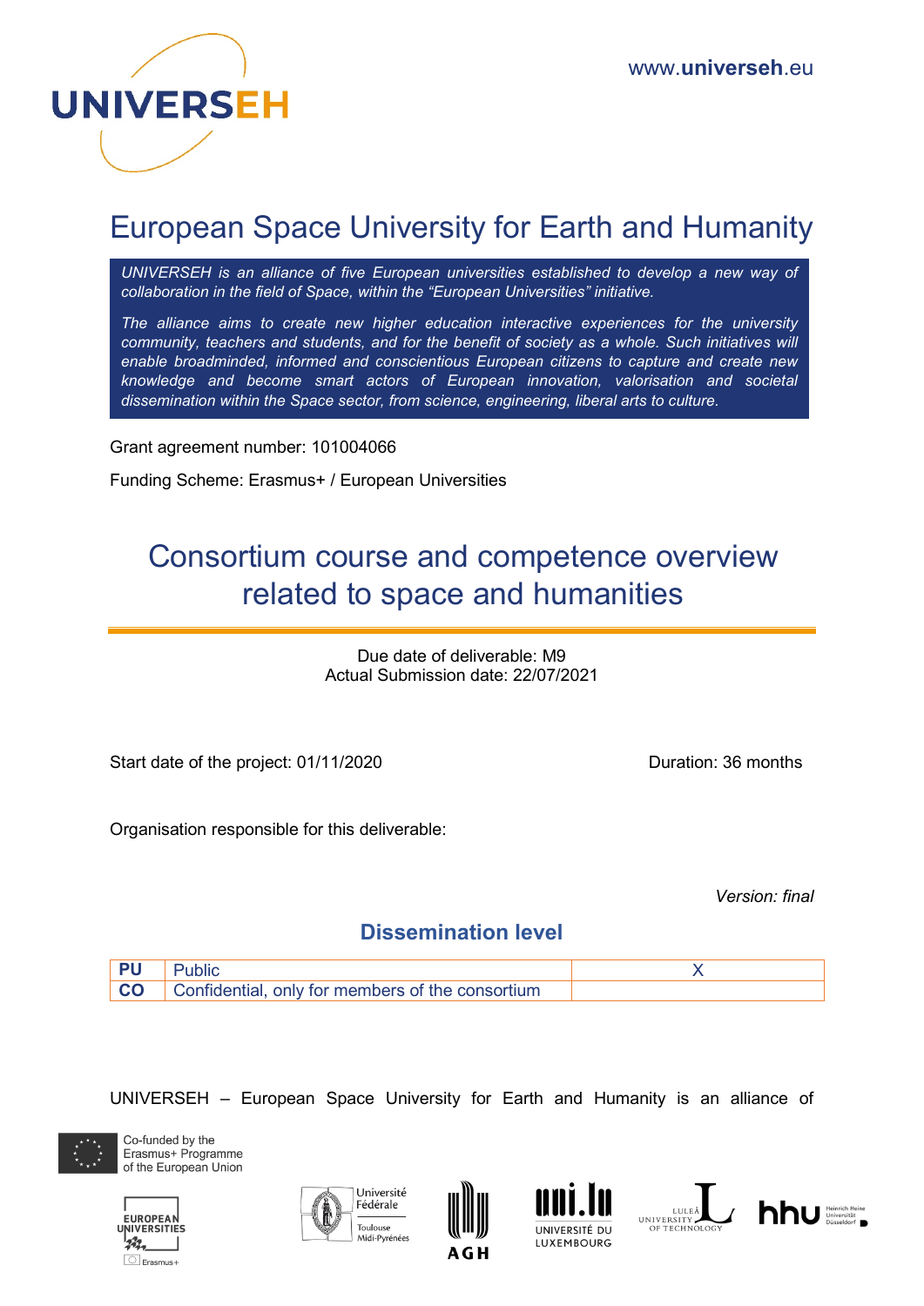UNIVERSEH

www.universeh.eu

# European Space University for Earth and Humanity

*UNIVERSEH is an alliance of five European universities established to develop a new way of collaboration in the field of Space, within the "European Universities" initiative.*

*The alliance aims to create new higher education interactive experiences for the university community, teachers and students, and for the benefit of society as a whole. Such initiatives will enable broadminded, informed and conscientious European citizens to capture and create new knowledge and become smart actors of European innovation, valorisation and societal dissemination within the Space sector, from science, engineering, liberal arts to culture.*

Grant agreement number: 101004066

Funding Scheme: Erasmus+ / European Universities

# Consortium course and competence overview related to space and humanities

Due date of deliverable: M9
Actual Submission date: 22/07/2021

Start date of the project: 01/11/2020

Duration: 36 months

Organisation responsible for this deliverable:

*Version: final*

## Dissemination level

| | | |
|---|---|---|
| **PU** | Public | X |
| **CO** | Confidential, only for members of the consortium | |

UNIVERSEH – European Space University for Earth and Humanity is an alliance of

Co-funded by the Erasmus+ Programme of the European Union

EUROPEAN UNIVERSITIES Erasmus+

Université Fédérale Toulouse Midi-Pyrénées

AGH

UNIVERSITÉ DU LUXEMBOURG

LULEÅ UNIVERSITY OF TECHNOLOGY

hhu Heinrich Heine Universität Düsseldorf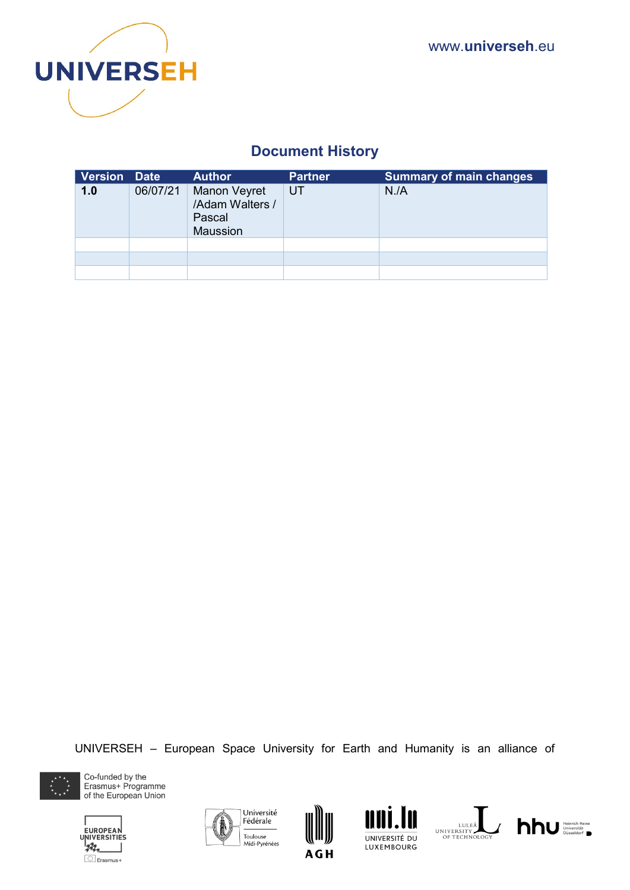# Document History

| Version | Date | Author | Partner | Summary of main changes |
|---|---|---|---|---|
| **1.0** | 06/07/21 | Manon Veyret /Adam Walters / Pascal Maussion | UT | N./A |
| | | | | |
| | | | | |
| | | | | |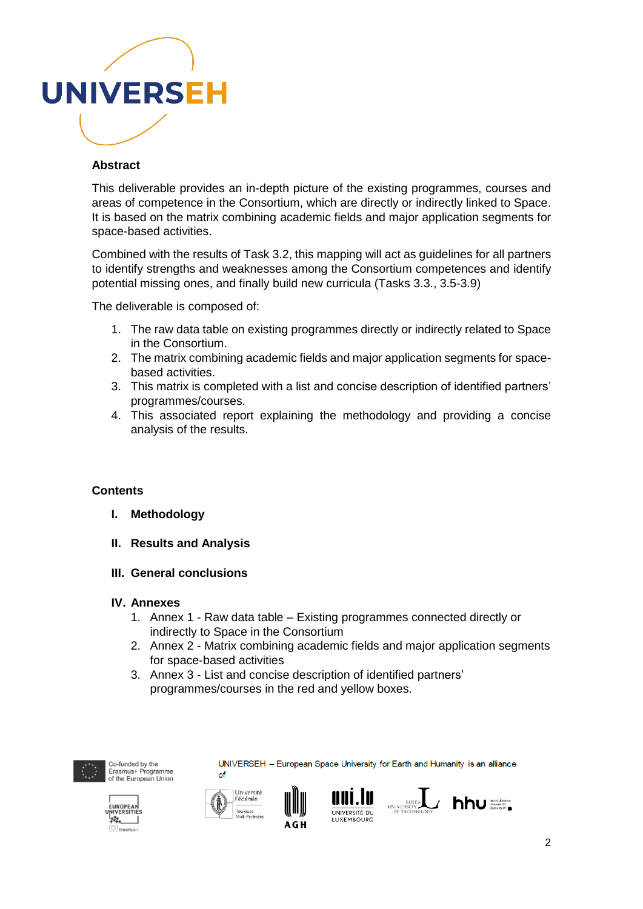## Abstract

This deliverable provides an in-depth picture of the existing programmes, courses and areas of competence in the Consortium, which are directly or indirectly linked to Space. It is based on the matrix combining academic fields and major application segments for space-based activities.

Combined with the results of Task 3.2, this mapping will act as guidelines for all partners to identify strengths and weaknesses among the Consortium competences and identify potential missing ones, and finally build new curricula (Tasks 3.3., 3.5-3.9)

The deliverable is composed of:

1. The raw data table on existing programmes directly or indirectly related to Space in the Consortium.
2. The matrix combining academic fields and major application segments for space-based activities.
3. This matrix is completed with a list and concise description of identified partners' programmes/courses.
4. This associated report explaining the methodology and providing a concise analysis of the results.

## Contents

**I. Methodology**

**II. Results and Analysis**

**III. General conclusions**

**IV. Annexes**

1. Annex 1 - Raw data table – Existing programmes connected directly or indirectly to Space in the Consortium
2. Annex 2 - Matrix combining academic fields and major application segments for space-based activities
3. Annex 3 - List and concise description of identified partners' programmes/courses in the red and yellow boxes.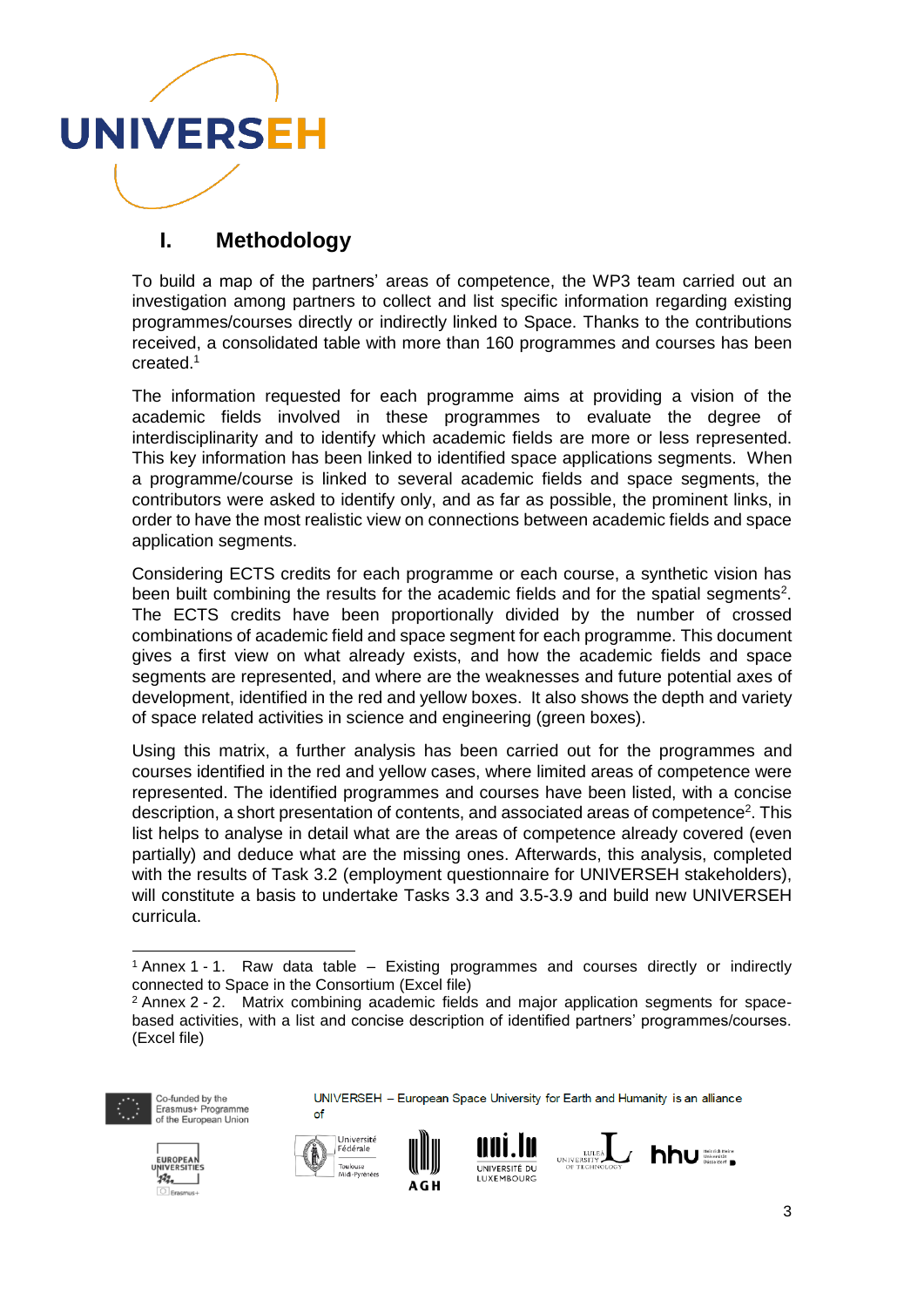# I. Methodology

To build a map of the partners' areas of competence, the WP3 team carried out an investigation among partners to collect and list specific information regarding existing programmes/courses directly or indirectly linked to Space. Thanks to the contributions received, a consolidated table with more than 160 programmes and courses has been created.[1]

The information requested for each programme aims at providing a vision of the academic fields involved in these programmes to evaluate the degree of interdisciplinarity and to identify which academic fields are more or less represented. This key information has been linked to identified space applications segments. When a programme/course is linked to several academic fields and space segments, the contributors were asked to identify only, and as far as possible, the prominent links, in order to have the most realistic view on connections between academic fields and space application segments.

Considering ECTS credits for each programme or each course, a synthetic vision has been built combining the results for the academic fields and for the spatial segments[2]. The ECTS credits have been proportionally divided by the number of crossed combinations of academic field and space segment for each programme. This document gives a first view on what already exists, and how the academic fields and space segments are represented, and where are the weaknesses and future potential axes of development, identified in the red and yellow boxes. It also shows the depth and variety of space related activities in science and engineering (green boxes).

Using this matrix, a further analysis has been carried out for the programmes and courses identified in the red and yellow cases, where limited areas of competence were represented. The identified programmes and courses have been listed, with a concise description, a short presentation of contents, and associated areas of competence[2]. This list helps to analyse in detail what are the areas of competence already covered (even partially) and deduce what are the missing ones. Afterwards, this analysis, completed with the results of Task 3.2 (employment questionnaire for UNIVERSEH stakeholders), will constitute a basis to undertake Tasks 3.3 and 3.5-3.9 and build new UNIVERSEH curricula.

---

[1] Annex 1 - 1. Raw data table – Existing programmes and courses directly or indirectly connected to Space in the Consortium (Excel file)

[2] Annex 2 - 2. Matrix combining academic fields and major application segments for space-based activities, with a list and concise description of identified partners' programmes/courses. (Excel file)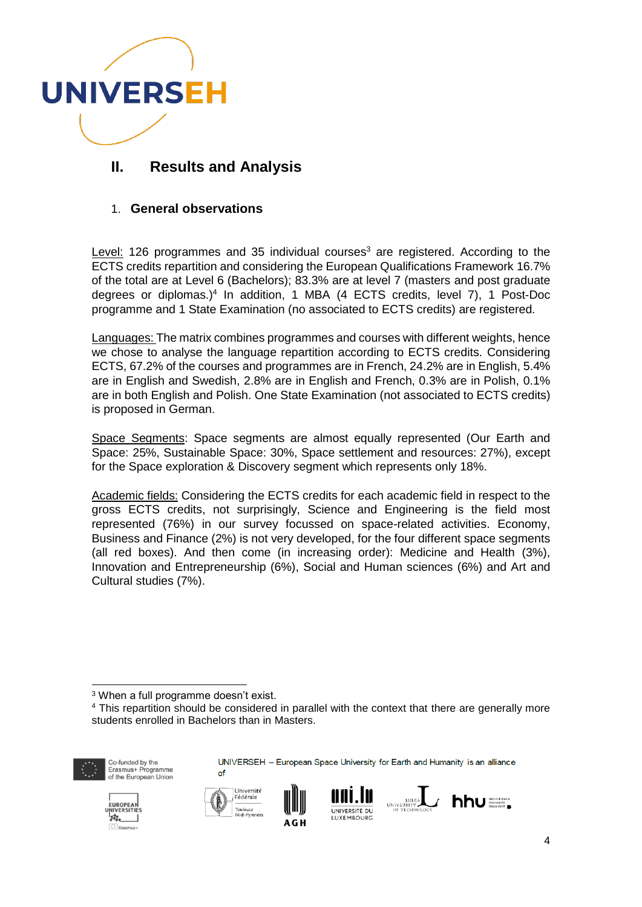## II. Results and Analysis

### 1. **General observations**

Level: 126 programmes and 35 individual courses[3] are registered. According to the ECTS credits repartition and considering the European Qualifications Framework 16.7% of the total are at Level 6 (Bachelors); 83.3% are at level 7 (masters and post graduate degrees or diplomas.)[4] In addition, 1 MBA (4 ECTS credits, level 7), 1 Post-Doc programme and 1 State Examination (no associated to ECTS credits) are registered.

Languages: The matrix combines programmes and courses with different weights, hence we chose to analyse the language repartition according to ECTS credits. Considering ECTS, 67.2% of the courses and programmes are in French, 24.2% are in English, 5.4% are in English and Swedish, 2.8% are in English and French, 0.3% are in Polish, 0.1% are in both English and Polish. One State Examination (not associated to ECTS credits) is proposed in German.

Space Segments: Space segments are almost equally represented (Our Earth and Space: 25%, Sustainable Space: 30%, Space settlement and resources: 27%), except for the Space exploration & Discovery segment which represents only 18%.

Academic fields: Considering the ECTS credits for each academic field in respect to the gross ECTS credits, not surprisingly, Science and Engineering is the field most represented (76%) in our survey focussed on space-related activities. Economy, Business and Finance (2%) is not very developed, for the four different space segments (all red boxes). And then come (in increasing order): Medicine and Health (3%), Innovation and Entrepreneurship (6%), Social and Human sciences (6%) and Art and Cultural studies (7%).

---

[3] When a full programme doesn't exist.

[4] This repartition should be considered in parallel with the context that there are generally more students enrolled in Bachelors than in Masters.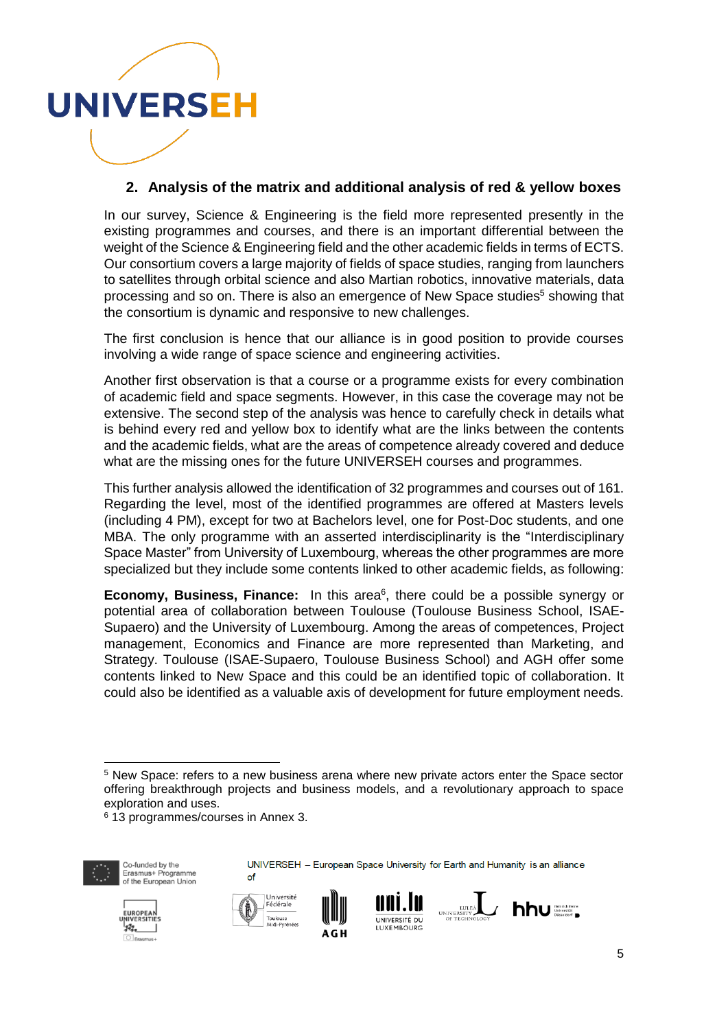## 2. Analysis of the matrix and additional analysis of red & yellow boxes

In our survey, Science & Engineering is the field more represented presently in the existing programmes and courses, and there is an important differential between the weight of the Science & Engineering field and the other academic fields in terms of ECTS. Our consortium covers a large majority of fields of space studies, ranging from launchers to satellites through orbital science and also Martian robotics, innovative materials, data processing and so on. There is also an emergence of New Space studies[5] showing that the consortium is dynamic and responsive to new challenges.

The first conclusion is hence that our alliance is in good position to provide courses involving a wide range of space science and engineering activities.

Another first observation is that a course or a programme exists for every combination of academic field and space segments. However, in this case the coverage may not be extensive. The second step of the analysis was hence to carefully check in details what is behind every red and yellow box to identify what are the links between the contents and the academic fields, what are the areas of competence already covered and deduce what are the missing ones for the future UNIVERSEH courses and programmes.

This further analysis allowed the identification of 32 programmes and courses out of 161. Regarding the level, most of the identified programmes are offered at Masters levels (including 4 PM), except for two at Bachelors level, one for Post-Doc students, and one MBA. The only programme with an asserted interdisciplinarity is the "Interdisciplinary Space Master" from University of Luxembourg, whereas the other programmes are more specialized but they include some contents linked to other academic fields, as following:

**Economy, Business, Finance:** In this area[6], there could be a possible synergy or potential area of collaboration between Toulouse (Toulouse Business School, ISAE-Supaero) and the University of Luxembourg. Among the areas of competences, Project management, Economics and Finance are more represented than Marketing, and Strategy. Toulouse (ISAE-Supaero, Toulouse Business School) and AGH offer some contents linked to New Space and this could be an identified topic of collaboration. It could also be identified as a valuable axis of development for future employment needs.

[5] New Space: refers to a new business arena where new private actors enter the Space sector offering breakthrough projects and business models, and a revolutionary approach to space exploration and uses.

[6] 13 programmes/courses in Annex 3.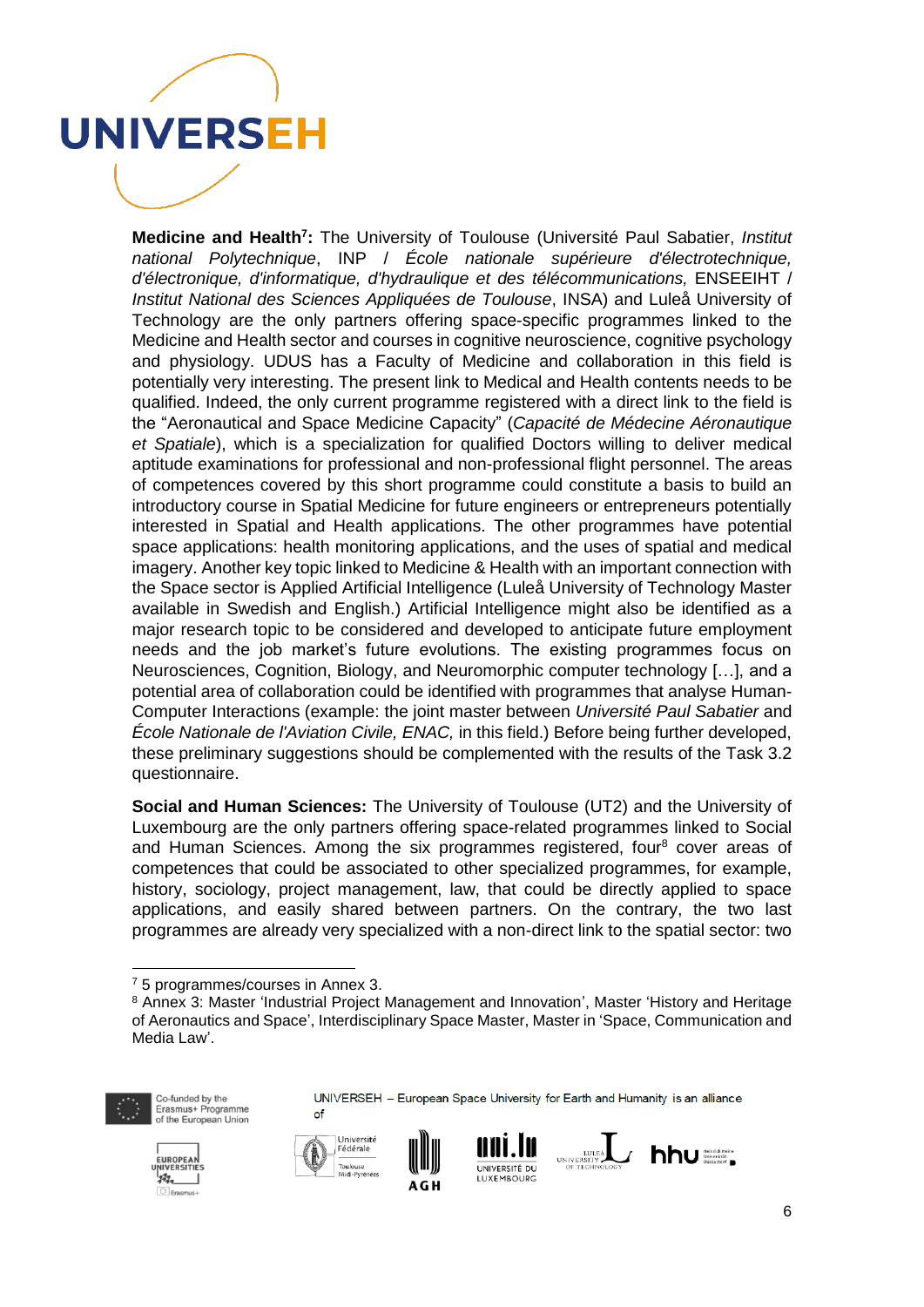**Medicine and Health[7]:** The University of Toulouse (Université Paul Sabatier, *Institut national Polytechnique*, INP / *École nationale supérieure d'électrotechnique, d'électronique, d'informatique, d'hydraulique et des télécommunications,* ENSEEIHT / *Institut National des Sciences Appliquées de Toulouse*, INSA) and Luleå University of Technology are the only partners offering space-specific programmes linked to the Medicine and Health sector and courses in cognitive neuroscience, cognitive psychology and physiology. UDUS has a Faculty of Medicine and collaboration in this field is potentially very interesting. The present link to Medical and Health contents needs to be qualified. Indeed, the only current programme registered with a direct link to the field is the "Aeronautical and Space Medicine Capacity" (*Capacité de Médecine Aéronautique et Spatiale*), which is a specialization for qualified Doctors willing to deliver medical aptitude examinations for professional and non-professional flight personnel. The areas of competences covered by this short programme could constitute a basis to build an introductory course in Spatial Medicine for future engineers or entrepreneurs potentially interested in Spatial and Health applications. The other programmes have potential space applications: health monitoring applications, and the uses of spatial and medical imagery. Another key topic linked to Medicine & Health with an important connection with the Space sector is Applied Artificial Intelligence (Luleå University of Technology Master available in Swedish and English.) Artificial Intelligence might also be identified as a major research topic to be considered and developed to anticipate future employment needs and the job market's future evolutions. The existing programmes focus on Neurosciences, Cognition, Biology, and Neuromorphic computer technology […], and a potential area of collaboration could be identified with programmes that analyse Human-Computer Interactions (example: the joint master between *Université Paul Sabatier* and *École Nationale de l'Aviation Civile, ENAC,* in this field.) Before being further developed, these preliminary suggestions should be complemented with the results of the Task 3.2 questionnaire.

**Social and Human Sciences:** The University of Toulouse (UT2) and the University of Luxembourg are the only partners offering space-related programmes linked to Social and Human Sciences. Among the six programmes registered, four[8] cover areas of competences that could be associated to other specialized programmes, for example, history, sociology, project management, law, that could be directly applied to space applications, and easily shared between partners. On the contrary, the two last programmes are already very specialized with a non-direct link to the spatial sector: two

---

[7] 5 programmes/courses in Annex 3.

[8] Annex 3: Master 'Industrial Project Management and Innovation', Master 'History and Heritage of Aeronautics and Space', Interdisciplinary Space Master, Master in 'Space, Communication and Media Law'.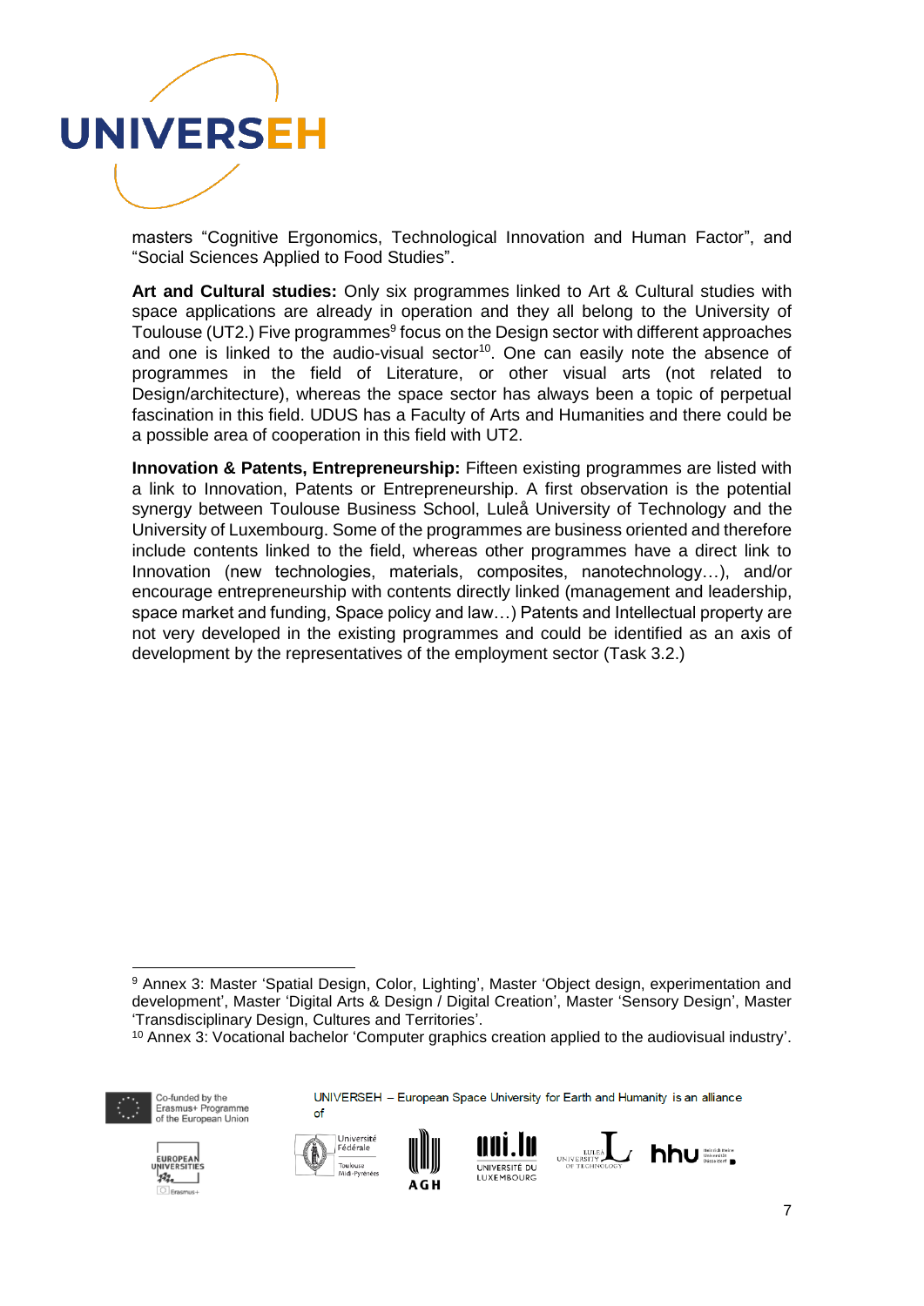masters “Cognitive Ergonomics, Technological Innovation and Human Factor”, and “Social Sciences Applied to Food Studies”.

**Art and Cultural studies:** Only six programmes linked to Art & Cultural studies with space applications are already in operation and they all belong to the University of Toulouse (UT2.) Five programmes[9] focus on the Design sector with different approaches and one is linked to the audio-visual sector[10]. One can easily note the absence of programmes in the field of Literature, or other visual arts (not related to Design/architecture), whereas the space sector has always been a topic of perpetual fascination in this field. UDUS has a Faculty of Arts and Humanities and there could be a possible area of cooperation in this field with UT2.

**Innovation & Patents, Entrepreneurship:** Fifteen existing programmes are listed with a link to Innovation, Patents or Entrepreneurship. A first observation is the potential synergy between Toulouse Business School, Luleå University of Technology and the University of Luxembourg. Some of the programmes are business oriented and therefore include contents linked to the field, whereas other programmes have a direct link to Innovation (new technologies, materials, composites, nanotechnology…), and/or encourage entrepreneurship with contents directly linked (management and leadership, space market and funding, Space policy and law…) Patents and Intellectual property are not very developed in the existing programmes and could be identified as an axis of development by the representatives of the employment sector (Task 3.2.)

---

[9] Annex 3: Master ‘Spatial Design, Color, Lighting’, Master ‘Object design, experimentation and development’, Master ‘Digital Arts & Design / Digital Creation’, Master ‘Sensory Design’, Master ‘Transdisciplinary Design, Cultures and Territories’.

[10] Annex 3: Vocational bachelor ‘Computer graphics creation applied to the audiovisual industry’.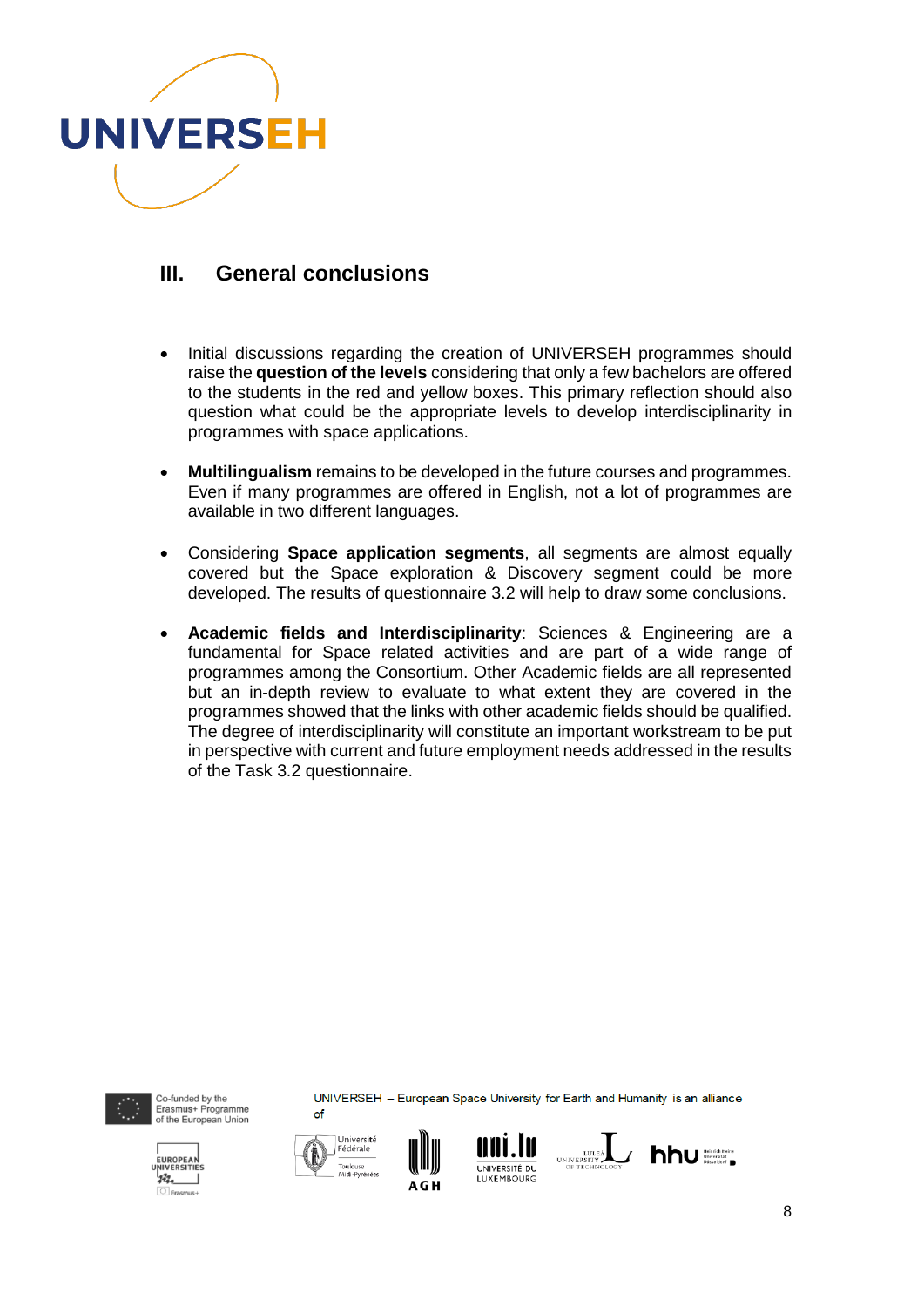## III. General conclusions

- Initial discussions regarding the creation of UNIVERSEH programmes should raise the **question of the levels** considering that only a few bachelors are offered to the students in the red and yellow boxes. This primary reflection should also question what could be the appropriate levels to develop interdisciplinarity in programmes with space applications.

- **Multilingualism** remains to be developed in the future courses and programmes. Even if many programmes are offered in English, not a lot of programmes are available in two different languages.

- Considering **Space application segments**, all segments are almost equally covered but the Space exploration & Discovery segment could be more developed. The results of questionnaire 3.2 will help to draw some conclusions.

- **Academic fields and Interdisciplinarity**: Sciences & Engineering are a fundamental for Space related activities and are part of a wide range of programmes among the Consortium. Other Academic fields are all represented but an in-depth review to evaluate to what extent they are covered in the programmes showed that the links with other academic fields should be qualified. The degree of interdisciplinarity will constitute an important workstream to be put in perspective with current and future employment needs addressed in the results of the Task 3.2 questionnaire.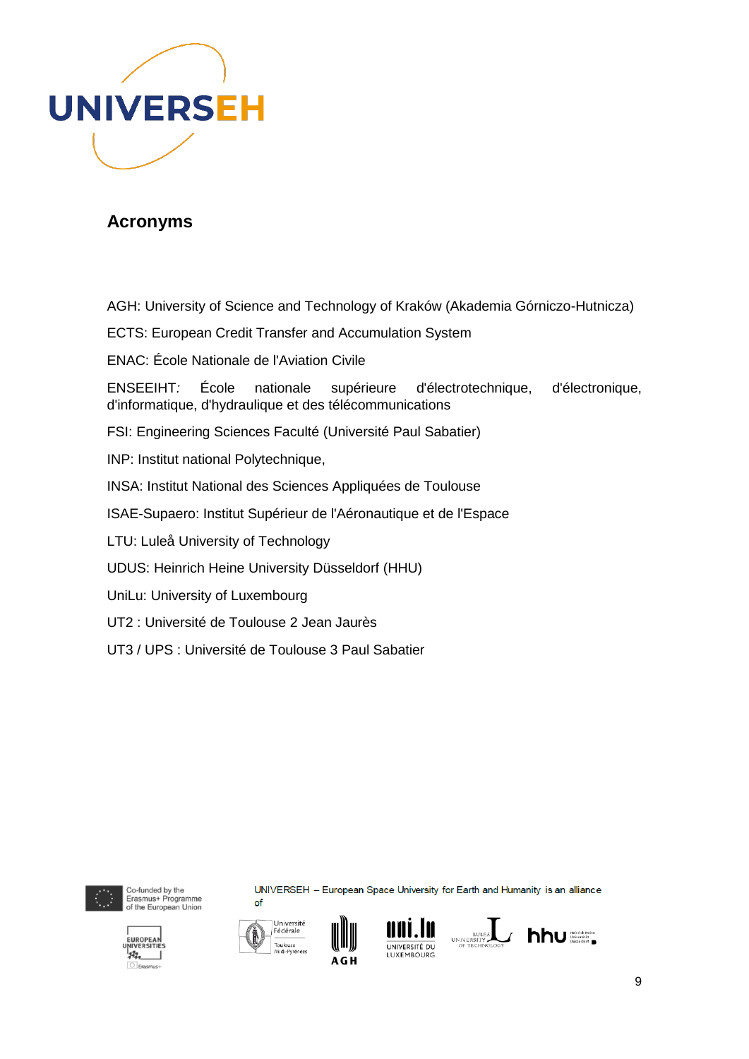## Acronyms

AGH: University of Science and Technology of Kraków (Akademia Górniczo-Hutnicza)

ECTS: European Credit Transfer and Accumulation System

ENAC: École Nationale de l'Aviation Civile

ENSEEIHT*:* École nationale supérieure d'électrotechnique, d'électronique, d'informatique, d'hydraulique et des télécommunications

FSI: Engineering Sciences Faculté (Université Paul Sabatier)

INP: Institut national Polytechnique,

INSA: Institut National des Sciences Appliquées de Toulouse

ISAE-Supaero: Institut Supérieur de l'Aéronautique et de l'Espace

LTU: Luleå University of Technology

UDUS: Heinrich Heine University Düsseldorf (HHU)

UniLu: University of Luxembourg

UT2 : Université de Toulouse 2 Jean Jaurès

UT3 / UPS : Université de Toulouse 3 Paul Sabatier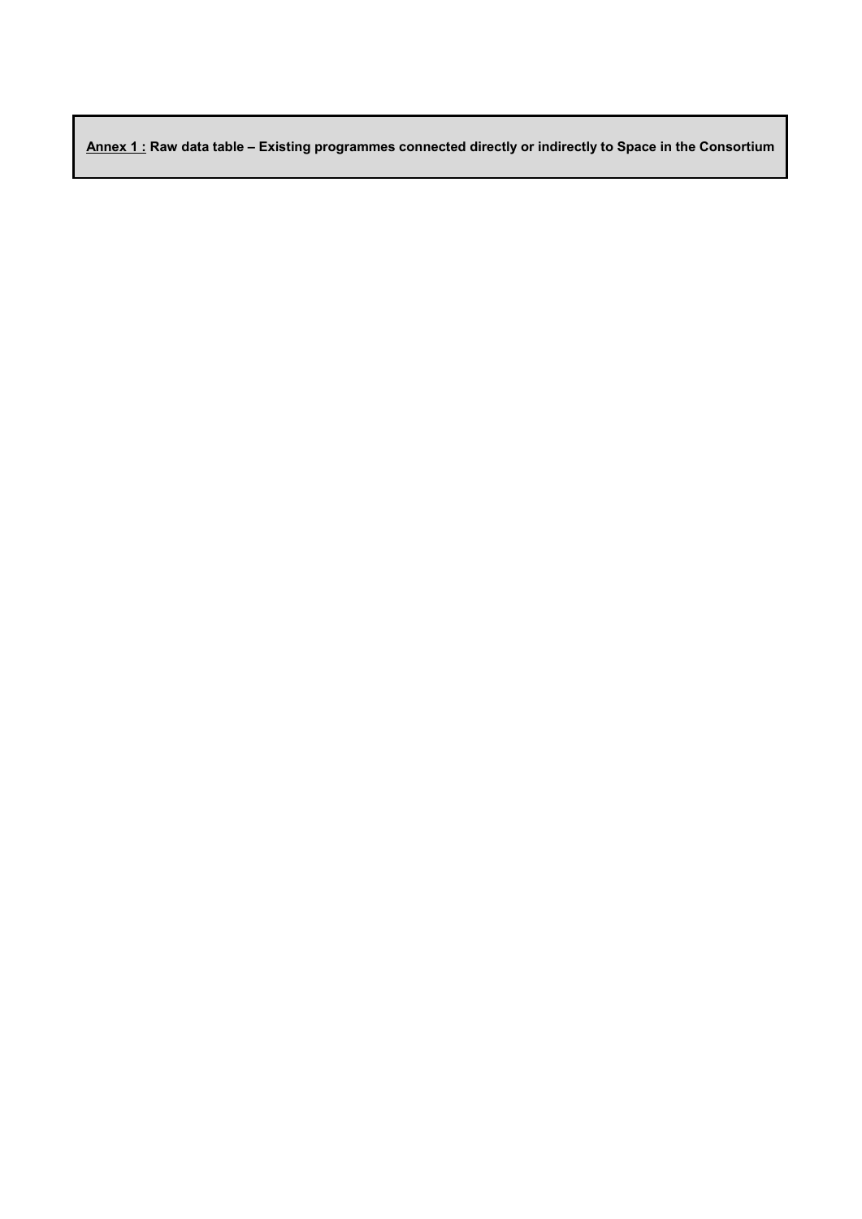**<u>Annex 1 :</u> Raw data table – Existing programmes connected directly or indirectly to Space in the Consortium**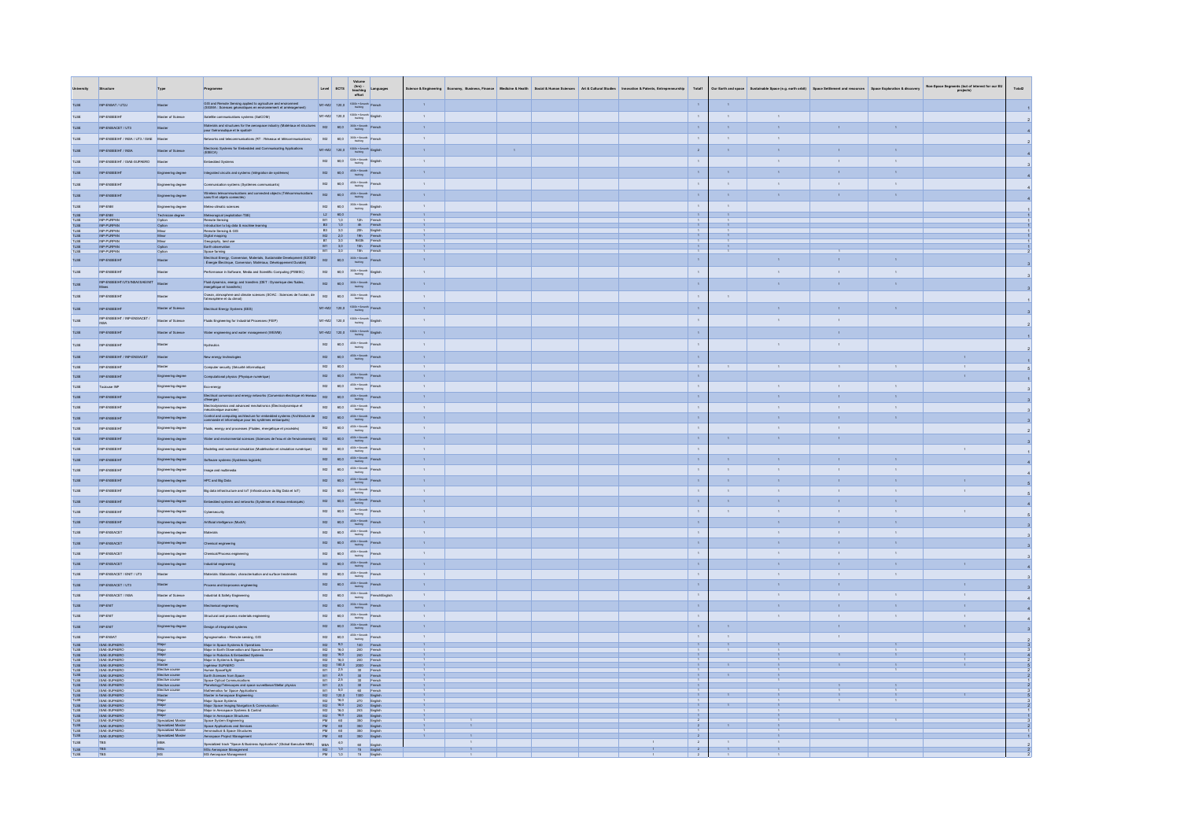| University | Structure | Type | Programme | Level | ECTS | Volume (hrs) - teaching effort | Languages | Science & Engineering | Economy, Business, Finance | Medicine & Health | Social & Human Sciences | Art & Cultural Studies | Innovation & Patents, Entrepreneurship | Total1 | Our Earth and space | Sustainable Space (e.g. earth orbit) | Space Settlement and resources | Space Exploration & discovery | Non-Space Segments (but of interest for our EU projects) | Total2 |
|---|---|---|---|---|---|---|---|---|---|---|---|---|---|---|---|---|---|---|---|---|
| TLSE | INP-ENSAT / UT2J | Master | GIS and Remote Sensing applied to agriculture and environment (SIGMA : Sciences géomatiques en environnement et aménagement) | M1+M2 | 120.0 | 900h + 6month training | French | 1 | | | | | | 1 | 1 | | | | | 1 |
| TLSE | INP-ENSEEIHT | Master of Science | Satellite communications systems (SatCOM) | M1+M2 | 120.0 | 900h + 6month training | English | 1 | | | | | | 1 | 1 | 1 | | | | 2 |
| TLSE | INP-ENSIACET / UT3 | Master | Materials and structures for the aerospace industry (Matériaux et structures pour l'aéronautique et le spatial) | M2 | 60.0 | 450h + 6month training | French | 1 | | | | | | 1 | 1 | 1 | 1 | 1 | | 4 |
| TLSE | INP-ENSEEIHT / INSA / UT3 / ISAE | Master | Networks and telecommunications (RT : Réseaux et télécommunications) | M2 | 60.0 | 450h + 6month training | French | 1 | | | | | | 1 | 1 | 1 | | | | 2 |
| TLSE | INP-ENSEEIHT / INSA | Master of Science | Electronic Systems for Embedded and Communicating Applications (ESECA) | M1+M2 | 120.0 | 900h + 6month training | English | 1 | | 1 | | | | 2 | 1 | 1 | 1 | 1 | | 4 |
| TLSE | INP-ENSEEIHT / ISAE-SUPAERO | Master | Embedded Systems | M2 | 60.0 | 450h + 6month training | English | 1 | | | | | | 1 | | 1 | 1 | 1 | | 3 |
| TLSE | INP-ENSEEIHT | Engineering degree | Integrated circuits and systems (Intégration de systèmes) | M2 | 60.0 | 450h + 6month training | French | 1 | | | | | | 1 | 1 | 1 | 1 | 1 | | 4 |
| TLSE | INP-ENSEEIHT | Engineering degree | Communication systems (Systèmes communicants) | M2 | 60.0 | 450h + 6month training | French | 1 | | | | | | 1 | 1 | 1 | 1 | 1 | | 4 |
| TLSE | INP-ENSEEIHT | Engineering degree | Wireless telecommunications and connected objects (Télécommunications sans fil et objets connectés) | M2 | 60.0 | 450h + 6month training | French | 1 | | | | | | 1 | 1 | 1 | 1 | 1 | | 4 |
| TLSE | INP-ENM | Engineering degree | Metéo climatic sciences | M2 | 60.0 | 450h + 6month training | English | 1 | | | | | | 1 | 1 | | | | | 1 |
| TLSE | INP-ENM | Technician degree | Meteorological (exploitation TSE) | L2 | 60.0 | | French | 1 | | | | | | 1 | 1 | | | | | 1 |
| TLSE | INP-PURPAN | Option | Remote Sensing 3 | M1 | 1.0 | 12h | French | 1 | | | | | | 1 | 1 | | | | | 1 |
| TLSE | INP-PURPAN | Option | Introduction to big data & machine learning | B3 | 1.0 | 9h | French | 1 | | | | | | 1 | 1 | | | | | 1 |
| TLSE | INP-PURPAN | Minor | Remote Sensing & GIS | B3 | 3.0 | 20h | English | 1 | | | | | | 1 | 1 | | | | | 1 |
| TLSE | INP-PURPAN | Minor | Digital mapping | M2 | 2.0 | 18h | French | 1 | | | | | | 1 | 1 | | | | | 1 |
| TLSE | INP-PURPAN | Minor | Geography, land use | B1 | 3.0 | 16.63h | French | 1 | | | | | | 1 | 1 | | | | | 1 |
| TLSE | INP-PURPAN | Option | Earth observation | M1 | 3.0 | 15h | French | 1 | | | | | | 1 | 1 | | | | | 1 |
| TLSE | INP-PURPAN | Option | Space farming | M1 | 3.0 | 15h | French | 1 | | | | | | 1 | 1 | | 1 | | | 2 |
| TLSE | INP-ENSEEIHT | Master | Electrical Energy: Conversion, Materials, Sustainable Development (E2CMD : Énergie Électrique, Conversion, Matériaux, Développement Durable) | M2 | 60.0 | 450h + 6month training | French | 1 | | | | | | 1 | | 1 | 1 | 1 | | 3 |
| TLSE | INP-ENSEEIHT | Master | Performance in Software, Media and Scientific Computing (PSMSC) | M2 | 60.0 | 450h + 6month training | English | 1 | | | | | | 1 | | 1 | 1 | 1 | | 3 |
| TLSE | INP-ENSEEIHT/UT3/INSA/ENSTA/ENMT/Mines | Master | Fluid dynamics, energy and transfers (DET : Dynamique des fluides, énergétique et transferts) | M2 | 60.0 | 450h + 6month training | French | 1 | | | | | | 1 | | 1 | 1 | 1 | | 3 |
| TLSE | INP-ENSEEIHT | Master | Ocean, atmosphere and climate sciences (SOAC : Sciences de l'océan, de l'atmosphère et du climat) | M2 | 60.0 | 450h + 6month training | French | 1 | | | | | | 1 | 1 | | | | | 1 |
| TLSE | INP-ENSEEIHT | Master of Science | Electrical Energy Systems (EES) | M1+M2 | 120.0 | 900h + 6month training | French | 1 | | | | | | 1 | | 1 | 1 | 1 | | 3 |
| TLSE | INP-ENSEEIHT / INP-ENSIACET / INSA | Master of Science | Fluids Engineering for Industrial Processes (FEIP) | M1+M2 | 120.0 | 900h + 6month training | English | 1 | | | | | | 1 | | 1 | 1 | | | 2 |
| TLSE | INP-ENSEEIHT | Master of Science | Water engineering and water management (WEWM) | M1+M2 | 120.0 | 900h + 6month training | English | 1 | | | | | | 1 | | | 1 | | | 1 |
| TLSE | INP-ENSEEIHT | Master | Hydraulics | M2 | 60.0 | 450h + 6month training | French | 1 | | | | | | 1 | | 1 | 1 | | | 2 |
| TLSE | INP-ENSEEIHT / INP-ENSIACET | Master | New energy technologies | M2 | 60.0 | 450h + 6month training | French | 1 | | | | | | 1 | | | | | 1 | 1 |
| TLSE | INP-ENSEEIHT | Master | Computer security (Sécurité informatique) | M2 | 60.0 | | French | 1 | | | | | | 1 | 1 | 1 | 1 | 1 | 1 | 5 |
| TLSE | INP-ENSEEIHT | Engineering degree | Computational physics (Physique numérique) | M2 | 60.0 | 450h + 6month training | French | 1 | | | | | | 1 | | | | | 1 | 1 |
| TLSE | Toulouse INP | Engineering degree | Eco-energy | M2 | 60.0 | 450h + 6month training | French | 1 | | | | | | 1 | | 1 | 1 | 1 | | 3 |
| TLSE | INP-ENSEEIHT | Engineering degree | Electrical conversion and energy networks (Conversion électrique et réseaux d'énergie) | M2 | 60.0 | 450h + 6month training | French | 1 | | | | | | 1 | | 1 | 1 | 1 | | 3 |
| TLSE | INP-ENSEEIHT | Engineering degree | Electrodynamics and advanced mechatronics (Électrodynamique et mécatronique avancée) | M2 | 60.0 | 450h + 6month training | French | 1 | | | | | | 1 | | 1 | 1 | 1 | | 3 |
| TLSE | INP-ENSEEIHT | Engineering degree | Control and computing architecture for embedded systems (Architecture de commande et informatique pour les systèmes embarqués) | M2 | 60.0 | 450h + 6month training | French | 1 | | | | | | 1 | | 1 | 1 | 1 | | 3 |
| TLSE | INP-ENSEEIHT | Engineering degree | Fluids, energy and processes (Fluides, énergétique et procédés) | M2 | 60.0 | 450h + 6month training | French | 1 | | | | | | 1 | | 1 | 1 | | | 2 |
| TLSE | INP-ENSEEIHT | Engineering degree | Water and environmental sciences (Sciences de l'eau et de l'environnement) | M2 | 60.0 | 450h + 6month training | French | 1 | | | | | | 1 | 1 | 1 | 1 | | | 3 |
| TLSE | INP-ENSEEIHT | Engineering degree | Modeling and numerical simulation (Modélisation et simulation numérique) | M2 | 60.0 | 450h + 6month training | French | 1 | | | | | | 1 | | | | | 1 | 1 |
| TLSE | INP-ENSEEIHT | Engineering degree | Software systems (Systèmes logiciels) | M2 | 60.0 | 450h + 6month training | French | 1 | | | | | | 1 | 1 | 1 | 1 | 1 | | 4 |
| TLSE | INP-ENSEEIHT | Engineering degree | Image and multimedia | M2 | 60.0 | 450h + 6month training | French | 1 | | | | | | 1 | 1 | 1 | 1 | 1 | | 4 |
| TLSE | INP-ENSEEIHT | Engineering degree | HPC and Big Data | M2 | 60.0 | 450h + 6month training | French | 1 | | | | | | 1 | 1 | 1 | 1 | 1 | 1 | 5 |
| TLSE | INP-ENSEEIHT | Engineering degree | Big data infrastructure and IoT (Infrastructure du Big Data et IoT) | M2 | 60.0 | 450h + 6month training | French | 1 | | | | | | 1 | 1 | 1 | 1 | 1 | 1 | 5 |
| TLSE | INP-ENSEEIHT | Engineering degree | Embedded systems and networks (Systèmes et réseaux embarqués) | M2 | 60.0 | 450h + 6month training | French | 1 | | | | | | 1 | 1 | 1 | 1 | 1 | | 4 |
| TLSE | INP-ENSEEIHT | Engineering degree | Cybersecurity | M2 | 60.0 | 450h + 6month training | French | 1 | | | | | | 1 | 1 | 1 | 1 | 1 | 1 | 5 |
| TLSE | INP-ENSEEIHT | Engineering degree | Artificial intelligence (ModIA) | M2 | 60.0 | 450h + 6month training | French | 1 | | | | | | 1 | | 1 | 1 | 1 | | 3 |
| TLSE | INP-ENSIACET | Engineering degree | Materials | M2 | 60.0 | 450h + 6month training | French | 1 | | | | | | 1 | | 1 | 1 | 1 | | 3 |
| TLSE | INP-ENSIACET | Engineering degree | Chemical engineering | M2 | 60.0 | 450h + 6month training | French | 1 | | | | | | 1 | | 1 | 1 | 1 | | 3 |
| TLSE | INP-ENSIACET | Engineering degree | Chemical/Process engineering | M2 | 60.0 | 450h + 6month training | French | 1 | | | | | | 1 | | 1 | 1 | 1 | | 3 |
| TLSE | INP-ENSIACET | Engineering degree | Industrial engineering | M2 | 60.0 | 450h + 6month training | French | 1 | | | | | | 1 | | 1 | 1 | 1 | 1 | 4 |
| TLSE | INP-ENSIACET / ENIT / UT3 | Master | Materials: Elaboration, characterisation and surface treatments | M2 | 60.0 | 450h + 6month training | French | 1 | | | | | | 1 | | 1 | 1 | 1 | | 3 |
| TLSE | INP-ENSIACET / UT3 | Master | Process and bioprocess engineering | M2 | 60.0 | 450h + 6month training | French | 1 | | | | | | 1 | | 1 | | 1 | 1 | 3 |
| TLSE | INP-ENSIACET / INSA | Master of Science | Industrial & Safety Engineering | M2 | 60.0 | 450h + 6month training | French/English | 1 | | | | | | 1 | | 1 | 1 | 1 | 1 | 4 |
| TLSE | INP-ENIT | Engineering degree | Mechanical engineering | M2 | 60.0 | 450h + 6month training | French | 1 | | | | | | 1 | | 1 | 1 | 1 | 1 | 4 |
| TLSE | INP-ENIT | Engineering degree | Structural and process materials engineering | M2 | 60.0 | 450h + 6month training | French | 1 | | | | | | 1 | | 1 | 1 | 1 | 1 | 4 |
| TLSE | INP-ENIT | Engineering degree | Design of integrated systems | M2 | 60.0 | 450h + 6month training | French | 1 | | | | | | 1 | 1 | 1 | | | 1 | 3 |
| TLSE | INP-ENSAT | Engineering degree | Agrogeomatics - Remote sensing, GIS | M2 | 60.0 | 450h + 6month training | French | 1 | | | | | | 1 | 1 | | 1 | | | 2 |
| TLSE | ISAE-SUPAERO | Major | Major in Space Systems & Operations | M2 | 8.0 | 100 | French | 1 | | | | | | 1 | 1 | 1 | | 1 | | 3 |
| TLSE | ISAE-SUPAERO | Major | Major in Earth Observation and Space Science | M2 | 16.0 | 200 | French | 1 | | | | | | 1 | 1 | 1 | | 1 | | 3 |
| TLSE | ISAE-SUPAERO | Major | Major in Robotics & Embedded Systems | M2 | 16.0 | 200 | French | 1 | | | | | | 1 | | 1 | 1 | 1 | 1 | 4 |
| TLSE | ISAE-SUPAERO | Major | Major in Systems & Signals | M2 | 16.0 | 200 | French | 1 | | | | | | 1 | | 1 | | | 1 | 2 |
| TLSE | ISAE-SUPAERO | Master | Ingénieur SUPAERO | M2 | 180.0 | 2000 | French | 1 | | | | | | 1 | 1 | 1 | 1 | 1 | 1 | 5 |
| TLSE | ISAE-SUPAERO | Elective course | Human Spaceflight | M1 | 2.5 | 30 | French | 1 | | | | | | 1 | | 1 | | 1 | | 2 |
| TLSE | ISAE-SUPAERO | Elective course | Earth Sciences from Space | M1 | 2.5 | 30 | French | 1 | | | | | | 1 | 1 | 1 | | | | 2 |
| TLSE | ISAE-SUPAERO | Elective course | Space Optical Communications | M1 | 2.5 | 30 | French | 1 | | | | | | 1 | | 1 | | | | 1 |
| TLSE | ISAE-SUPAERO | Elective course | Planetology/Telescopes and space surveillance/Stellar physics | M1 | 2.5 | 30 | French | 1 | | | | | | 1 | | 1 | 1 | 1 | | 3 |
| TLSE | ISAE-SUPAERO | Elective course | Mathematics for Space Applications | M1 | 5.0 | 60 | French | 1 | | | | | | 1 | | 1 | 1 | 1 | | 3 |
| TLSE | ISAE-SUPAERO | Master | Master in Aerospace Engineering | M2 | 120.0 | 1300 | English | 1 | | | | | | 1 | 1 | 1 | 1 | 1 | 1 | 5 |
| TLSE | ISAE-SUPAERO | Major | Major Space Systems | M2 | 16.0 | 270 | English | 1 | | | | | | 1 | | 1 | 1 | 1 | | 3 |
| TLSE | ISAE-SUPAERO | Major | Major Space Imaging Navigation & Communication | M2 | 16.0 | 240 | English | 1 | | | | | | 1 | 1 | 1 | | | | 2 |
| TLSE | ISAE-SUPAERO | Major | Major in Aerospace Systems & Control | M2 | 16.0 | 245 | English | 1 | | | | | | 1 | | 1 | | | | 1 |
| TLSE | ISAE-SUPAERO | Major | Major in Aerospace Structures | M2 | 16.0 | 200 | English | 1 | | | | | | 1 | | 1 | | | | 1 |
| TLSE | ISAE-SUPAERO | Specialized Master | Space System Engineering | PM | 60 | 350 | English | 1 | 1 | | | | | 2 | | 1 | 1 | 1 | | 3 |
| TLSE | ISAE-SUPAERO | Specialized Master | Space Applications and Services | PM | 60 | 350 | English | 1 | 1 | | | | | 2 | 1 | 1 | | | | 2 |
| TLSE | ISAE-SUPAERO | Specialized Master | Aeronautical & Space Structures | PM | 60 | 350 | English | 1 | | | | | | 1 | | 1 | | | | 1 |
| TLSE | ISAE-SUPAERO | Specialized Master | Aerospace Project Management | PM | 60 | 350 | English | 1 | 1 | | | | | 2 | | 1 | | | | 1 |
| TLSE | TBS | MBA | Specialized track "Space & Business Applications" (Global Executive MBA) | MBA | 4.0 | 60 | English | | 1 | | | | 1 | 2 | 1 | 1 | | | | 2 |
| TLSE | TBS | MSc | MSc Aerospace Management | M2 | 1.0 | 15 | English | | 1 | | | | 1 | 2 | 1 | 1 | | | | 2 |
| TLSE | TBS | MS | MS Aerospace Management | PM | 1.0 | 15 | English | | 1 | | | | 1 | 2 | 1 | 1 | | | | 2 |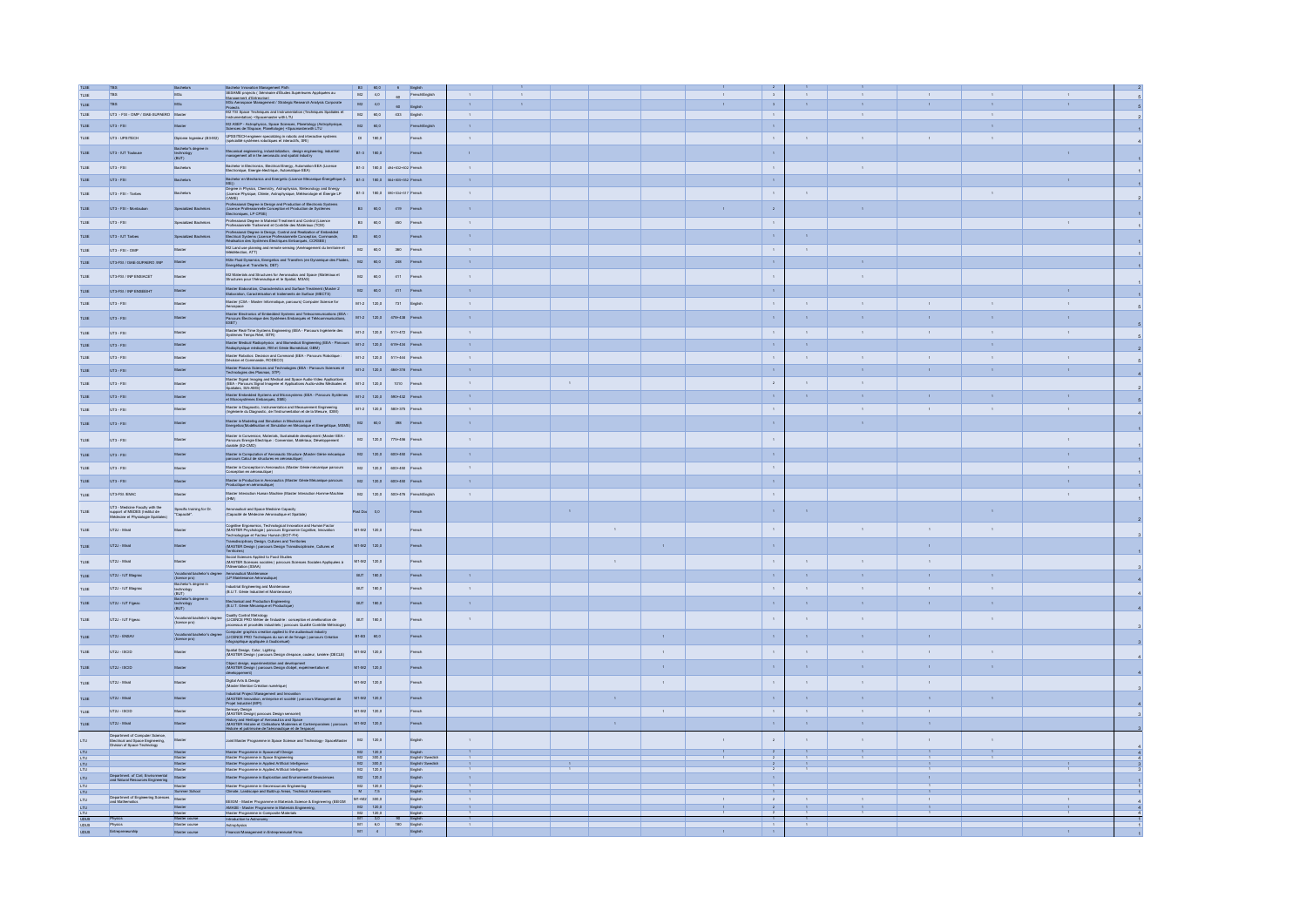| Institution | Faculty / School | Type | Programme | Level | ECTS | Hours | Language | Total |
|---|---|---|---|---|---|---|---|---|
| TLSE | TBS | Bachelors | Bachelor Innovation Management Path | B3 | 60.0 | 8 | English | 2 |
| TLSE | TBS | MSc | MSEAMS projects (Séminaire d'Etudes Supérieures Appliquées au Management, d'Entreprise) | M2 | 0.0 | 60 | French/English | 5 |
| TLSE | TBS | MSc | MSc Aerospace Management / Strategic Research Analysis Corporate Projects | M2 | 0.0 | 60 | English | 5 |
| TLSE | UT3 - FSI - OMP / ISAE-SUPAERO | Master | M2 TSI Space Techniques and Instrumentation (Techniques Spatiales et Instrumentation) +Spacemaster with LTU | M2 | 60.0 | 633 | English | 2 |
| TLSE | UT3 - FSI | Master | M2 ASEP - Astrophysics, Space Sciences, Planetology (Astrophysique, Sciences de l'Espace, Planétologie) +Spacemaster with LTU | M2 | 60.0 | | French/English | 1 |
| TLSE | UT3 - UPSITECH | Diplome Ingénieur (ESSIG) | UPSITECH engineer specializing in robotic and interactive systems (spécialité systèmes robotiques et interactifs, SRI) | I3 | 180.0 | | French | 4 |
| TLSE | UT3 - IUT Toulouse | Bachelor's degree in technology (BUT) | Mechanical engineering, industrialization, design engineering, industrial management all in the aeronautic and spatial industry | B1-3 | 180.0 | | French | 1 |
| TLSE | UT3 - FSI | Bachelors | Bachelor in Electronics, Electrical Energy, Automation EEA (Licence Electronique, Energie électrique, Automatique EEA) | B1-3 | 180.0 | 464+432+402 | French | 1 |
| TLSE | UT3 - FSI | Bachelors | Bachelor en Mechanics and Energetic (Licence Mécanique Energétique (L-ME)) | B1-3 | 180.0 | 564+400+552 | French | 1 |
| TLSE | UT3 - FSI - Tarbes | Bachelors | Degree in Physics, Chemistry, Astrophysics, Meteorology and Energy (Licence Physique, Chimie, Astrophysique, Météorologie et Energie LP CAME) | B1-3 | 180.0 | 390+504+517 | French | 2 |
| TLSE | UT3 - FSI - Montauban | Specialized Bachelors | Professional Degree in Design and Production of Electronic Systems (Licence Professionnelle Conception et Production de Systèmes Electroniques, LP CPSE) | B3 | 60.0 | 579 | French | 1 |
| TLSE | UT3 - FSI | Specialized Bachelors | Professional Degree in Material Treatment and Control (Licence Professionnelle Traitement et Contrôle des Matériaux (TCM)) | B3 | 60.0 | 580 | French | 1 |
| TLSE | UT3 - IUT Tarbes | Specialized Bachelors | Professional Degree in Design, Control and Realization of Embedded Electrical Systems (Licence Professionnelle Conception, Commande, Réalisation des Systèmes Electriques Embarqués, CCRSEE) | B3 | 60.0 | | French | 1 |
| TLSE | UT3 - FSI - OMP | Master | M2 Land use planning and remote sensing (Aménagement du territoire et télédétection, ATT) | M2 | 60.0 | 360 | French | 1 |
| TLSE | UT3-FSI / ISAE-SUPAERO /INP | Master | M2in Fluid Dynamics, Energetics and Transfers (en Dynamique des Fluides, Energétique et Transferts, DET) | M2 | 60.0 | 299 | French | 1 |
| TLSE | UT3-FSI / INP ENSIACET | Master | M2 Materials and Structures for Aeronautics and Space (Matériaux et Structures pour l'Aéronautique et le Spatial, MASS) | M2 | 60.0 | 411 | French | 1 |
| TLSE | UT3-FSI / INP ENSIACET | Master | Master Elaboration, Characteristics and Surface Treatment (Master 2 Elaboration, Caractérisation et traitements de Surface (MECTS)) | M2 | 60.0 | 411 | French | 1 |
| TLSE | UT3 - FSI | Master | Master (CSA - Master Informatique, parcours) Computer Science for Aerospace | M1-2 | 120.0 | 731 | English | 5 |
| TLSE | UT3 - FSI | Master | Master Electronics of Embedded Systems and Telecommunications (EEA - Parcours Electronique des Systèmes Embarqués et Télécommunications, ESET) | M1-2 | 120.0 | 679+436 | French | 5 |
| TLSE | UT3 - FSI | Master | Master Real-Time Systems Engineering (EEA - Parcours Ingénierie des Systèmes Temps Réel, ISTR) | M1-2 | 120.0 | 511+472 | French | 5 |
| TLSE | UT3 - FSI | Master | Master Medical Radiophysics and Biomedical Engineering (EEA - Parcours Radiophysique médicale, RM et Génie Biomédical, GBM) | M1-2 | 120.0 | 679+530 | French | 2 |
| TLSE | UT3 - FSI | Master | Master Robotics: Decision and Command (EEA - Parcours Robotique : Décision et Commande, RODECO) | M1-2 | 120.0 | 511+444 | French | 5 |
| TLSE | UT3 - FSI | Master | Master Plasma Sciences and Technologies (EEA - Parcours Sciences et Technologies des Plasmas, STP) | M1-2 | 120.0 | 684+378 | French | 4 |
| TLSE | UT3 - FSI | Master | Master Signal Imaging and Medical and Space Audio-Video Applications (EEA - Parcours Signal Imagerie et Applications Audio-vidéo Médicales et Spatiales, SIA-AMS) | M1-2 | 120.0 | 1010 | French | 2 |
| TLSE | UT3 - FSI | Master | Master Embedded Systems and Microsystems (EEA - Parcours Systèmes et Microsystèmes Embarqués, SME) | M1-2 | 120.0 | 580+432 | French | 5 |
| TLSE | UT3 - FSI | Master | Master in Diagnostic, Instrumentation and Measurement Engineering (Ingénierie du Diagnostic, de l'Instrumentation et de la Mesure, IDIM) | M1-2 | 120.0 | 580+379 | French | 4 |
| TLSE | UT3 - FSI | Master | Master in Modeling and Simulation in Mechanics and Energetics (Modélisation et Simulation en Mécanique et Energétique MSME) | M2 | 60.0 | 386 | French | 1 |
| TLSE | UT3 - FSI | Master | Master in Conversion, Materials, Sustainable development (Master EEA - Parcours Energie Electrique : Conversion, Matériaux, Développement durable (E2-CMD)) | M2 | 120.0 | 770+486 | French | 1 |
| TLSE | UT3 - FSI | Master | Master in Computation of Aeronautic Structure (Master Génie mécanique parcours Calcul de structures en aéronautique) | M2 | 120.0 | 600+450 | French | 1 |
| TLSE | UT3 - FSI | Master | Master in Conception in Aeronautics (Master Génie mécanique parcours Conception en aéronautique) | M2 | 120.0 | 600+450 | French | 1 |
| TLSE | UT3 - FSI | Master | Master in Production in Aeronautics (Master Génie Mécanique parcours Production en aéronautique) | M2 | 120.0 | 600+450 | French | 1 |
| TLSE | UT3-FSI /ENAC | Master | Master Interaction Human Machine (Master Interaction Homme-Machine (IHM)) | M2 | 120.0 | 550+378 | French/English | 1 |
| TLSE | UT3 - Medicine Faculty with the support of MEDES (Institut de Médecine et Physiologie Spatiales) | Specific training for Dr. "Capacité" | Aeronautical and Space Medicine Capacity (Capacité de Médecine Aéronautique et Spatiale) | Post Doc | 0.0 | | French | 2 |
| TLSE | UT2J - Mirail | Master | Cognitive Ergonomics, Technological Innovation and Human Factor (MASTER Psychologie \| parcours Ergonomie Cognitive, Innovation Technologique et Facteur Humain (ECIT-FH)) | M1-M2 | 120.0 | | French | 3 |
| TLSE | UT2J - Mirail | Master | Transdisciplinary Design, Cultures and Territories (MASTER Design \| parcours Design Transdisciplinaire, Cultures et Territoires) | M1-M2 | 120.0 | | French | 1 |
| TLSE | UT2J - Mirail | Master | Social Sciences Applied to Food Studies (MASTER Sciences sociales \| parcours Sciences Sociales Appliquées à l'Alimentation (SSAA)) | M1-M2 | 120.0 | | French | 3 |
| TLSE | UT2J - IUT Blagnac | Vocational bachelor's degree (licence pro) | Aeronautical Maintenance (LP Maintenance Aéronautique) | BUT | 180.0 | | French | 4 |
| TLSE | UT2J - IUT Blagnac | Bachelor's degree in technology (BUT) | Industrial Engineering and Maintenance (B.U.T. Génie Industriel et Maintenance) | BUT | 180.0 | | French | 4 |
| TLSE | UT2J - IUT Figeac | Bachelor's degree in technology (BUT) | Mechanical and Production Engineering (B.U.T. Génie Mécanique et Productique) | BUT | 180.0 | | French | 4 |
| TLSE | UT2J - IUT Figeac | Vocational bachelor's degree (licence pro) | Quality Control Metrology (LICENCE PRO Métier de l'industrie : conception et amélioration de processus et procédés industriels \| parcours Qualité Contrôle Métrologie) | BUT | 180.0 | | French | 3 |
| TLSE | UT2J - ENSAV | Vocational bachelor's degree (licence pro) | Computer graphics creation applied to the audiovisual industry (LICENCE PRO Techniques du son et de l'image \| parcours Création infographique appliquée à l'audiovisuel) | B1-B3 | 60.0 | | French | 3 |
| TLSE | UT2J - ISCID | Master | Spatial Design, Color, Lighting (MASTER Design \| parcours Design d'espace, couleur, lumière (DECLI)) | M1-M2 | 120.0 | | French | 4 |
| TLSE | UT2J - ISCID | Master | Object design, experimentation and development (MASTER Design \| parcours Design d'objet, expérimentation et développement) | M1-M2 | 120.0 | | French | 4 |
| TLSE | UT2J - Mirail | Master | Digital Arts & Design (Master Mention Création numérique) | M1-M2 | 120.0 | | French | 3 |
| TLSE | UT2J - Mirail | Master | Industrial Project Management and Innovation (MASTER Innovation, entreprise et société \| parcours Management de Projet Industriel (MPI)) | M1-M2 | 120.0 | | French | 4 |
| TLSE | UT2J - ISCID | Master | Sensory Design (MASTER Design \| parcours Design sensoriel) | M1-M2 | 120.0 | | French | 3 |
| TLSE | UT2J - Mirail | Master | History and Heritage of Aeronautics and Space (MASTER Histoire et Civilisations Modernes et Contemporaines \| parcours Histoire et patrimoine de l'aéronautique et de l'espace) | M1-M2 | 120.0 | | French | 3 |
| LTU | Department of Computer Science, Electrical and Space Engineering, Division of Space Technology | Master | Joint Master Programme in Space Science and Technology - SpaceMaster | M2 | 120.0 | | English | 4 |
| LTU | | Master | Master Programme in Spacecraft Design | M2 | 120.0 | | English | 4 |
| LTU | | Master | Master Programme in Space Engineering | M2 | 300.0 | | English/ Swedish | 4 |
| LTU | | Master | Master Programme in Applied Artificial Intelligence | M2 | 300.0 | | English/ Swedish | 3 |
| LTU | | Master | Master Programme in Applied Artificial Intelligence | M2 | 120.0 | | English | 3 |
| LTU | Department of Civil, Environmental and Natural Resources Engineering | Master | Master Programme in Exploration and Environmental Geosciences | M2 | 120.0 | | English | 1 |
| LTU | | Master | Master Programme in Georesources Engineering | M2 | 120.0 | | English | 1 |
| LTU | | Summer School | Climate, Landscape and Built-up Areas, Technical Assessments | M | 7.5 | | English | 1 |
| LTU | Department of Engineering Sciences and Mathematics | Master | EEIGM - Master Programme in Materials Science & Engineering (EEIGM) | M1-M2 | 300.0 | | English | 4 |
| LTU | | Master | AMASE - Master Programme in Materials Engineering | M2 | 120.0 | | English | 4 |
| LTU | | Master | Master Programme in Composite Materials | M2 | 120.0 | | English | 4 |
| UDUS | Physics | Master course | Introduction to Astronomy | M1 | 3.0 | 90 | English | 1 |
| UDUS | Physics | Master course | Astrophysics | M1 | 6.0 | 180 | English | 1 |
| UDUS | Entrepreneurship | Master course | Financial Management in Entrepreneurial Firms | M1 | 4 | | English | 1 |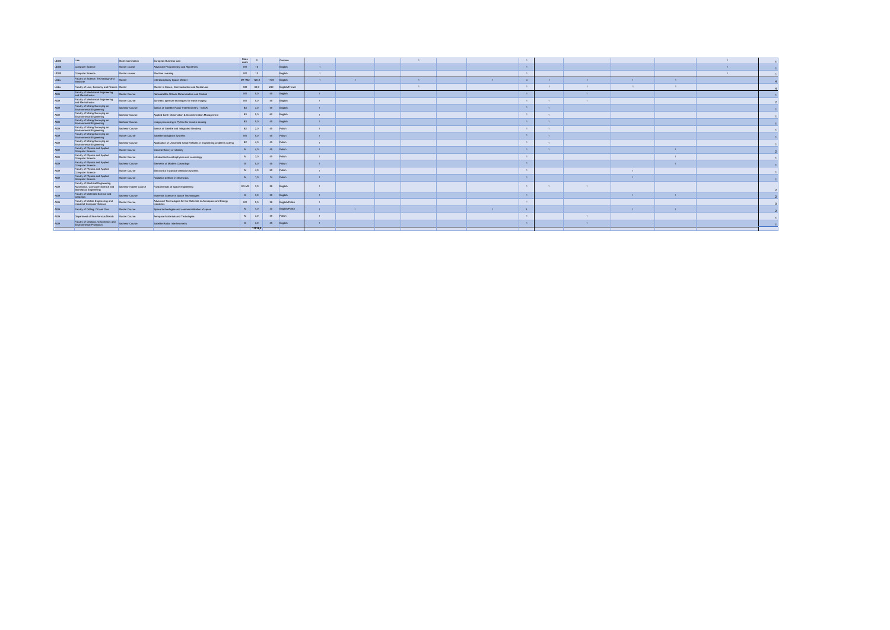| | | | | | | | | | | | | | | | | | | | | | |
|---|---|---|---|---|---|---|---|---|---|---|---|---|---|---|---|---|---|---|---|---|---|
| UDUS | Law | State examination | European Business Law | State exam | 5 | | German | | | | 1 | | | 1 | | | | | 1 | | 1 |
| UDUS | Computer Science | Master course | Advanced Programming and Algorithms | M1 | 7.5 | | English | 1 | | | | | | 1 | | | | | 1 | | 1 |
| UDUS | Computer Science | Master course | Machine Learning | M1 | 7.5 | | English | 1 | | | | | | 1 | | | | | 1 | | 1 |
| UniLu | Faculty of Science, Technology and Medicine | Master | Interdisciplinary Space Master | M1+M2 | 120.0 | 1170 | English | 1 | 1 | | 1 | | 1 | 4 | 1 | 1 | 1 | 1 | | | 4 |
| UniLu | Faculty of Law, Economy and Finance | Master | Master in Space, Communication and Media Law | M2 | 60.0 | 240 | English/French | | | | 1 | | | 1 | 1 | 1 | 1 | 1 | | | 4 |
| AGH | Faculty of Mechanical Engineering and Mechatronics | Master Course | Nanosatellite Attitude Determination and Control | M1 | 5.0 | 45 | English | 1 | | | | | | 1 | | 1 | | | | | 1 |
| AGH | Faculty of Mechanical Engineering and Mechatronics | Master Course | Synthetic aperture techniques for earth imaging | M1 | 5.0 | 45 | English | 1 | | | | | | 1 | 1 | 1 | | | | | 2 |
| AGH | Faculty of Mining Surveying an Environmental Engineering | Bachelor Course | Basics of Satellite Radar Interferometry - InSAR | B3 | 3.0 | 45 | English | 1 | | | | | | 1 | 1 | | | | | | 1 |
| AGH | Faculty of Mining Surveying an Environmental Engineering | Bachelor Course | Applied Earth Observation & Geoinformation Management | B3 | 5.0 | 60 | English | 1 | | | | | | 1 | 1 | | | | | | 1 |
| AGH | Faculty of Mining Surveying an Environmental Engineering | Bachelor Course | Image processing in Python for remote sensing | B3 | 5.0 | 45 | English | 1 | | | | | | 1 | 1 | | | | | | 1 |
| AGH | Faculty of Mining Surveying an Environmental Engineering | Bachelor Course | Basics of Satellite and Integrated Geodesy | B2 | 2.0 | 45 | Polish | 1 | | | | | | 1 | 1 | | | | | | 1 |
| AGH | Faculty of Mining Surveying an Environmental Engineering | Master Course | Satellite Navigation Systems | M1 | 5.0 | 45 | Polish | 1 | | | | | | 1 | 1 | | | | | | 1 |
| AGH | Faculty of Mining Surveying an Environmental Engineering | Bachelor Course | Application of Unmanned Aerial Vehicles in engineering problems solving | B2 | 4.0 | 60 | Polish | 1 | | | | | | 1 | 1 | | | | | | 1 |
| AGH | Faculty of Physics and Applied Computer Science | Master Course | General theory of relativity | M | 4.0 | 60 | Polish | 1 | | | | | | 1 | 1 | | | 1 | | | 2 |
| AGH | Faculty of Physics and Applied Computer Science | Master Course | Introduction to astrophysics and cosmology | M | 3.0 | 60 | Polish | 1 | | | | | | 1 | | | | 1 | | | 1 |
| AGH | Faculty of Physics and Applied Computer Science | Bachelor Course | Elements of Modern Cosmology | B | 5.0 | 60 | Polish | 1 | | | | | | 1 | | | | 1 | | | 1 |
| AGH | Faculty of Physics and Applied Computer Science | Master Course | Electronics in particle detection systems | M | 4.0 | 60 | Polish | 1 | | | | | | 1 | | | 1 | | | | 1 |
| AGH | Faculty of Physics and Applied Computer Science | Master Course | Radiation defects in electronics | M | 7.0 | 74 | Polish | 1 | | | | | | 1 | | | 1 | | | | 1 |
| AGH | Faculty of Electrical Engineering, Automatics, Computer Science and Biomedical Engineering | Bachelor-master Course | Fundamentals of space engineering | B3-M3 | 3.0 | 56 | English | 1 | | | | | | 1 | 1 | 1 | | | | | 2 |
| AGH | Faculty of Materials Science and Ceramics | Bachelor Course | Materials Science in Space Technologies | B | 3.0 | 30 | English | 1 | | | | | | 1 | | | 1 | 1 | | | 2 |
| AGH | Faculty of Metals Engineering and Industrial Computer Science | Master Course | Advanced Technologies for the Materials in Aerospace and Energy Industries | M1 | 5.0 | 28 | English/Polish | 1 | | | | | | 1 | | | | | | | 0 |
| AGH | Faculty of Drilling, Oil and Gas | Master Course | Space technologies and commercialization of space | M | 5.0 | 30 | English/Polish | 1 | 1 | | | | 1 | 3 | | | 1 | 1 | | | 2 |
| AGH | Department of Non-Ferrous Metals | Master Course | Aerospace Materials and Technologies | M | 3.0 | 60 | Polish | 1 | | | | | | 1 | | 1 | | | | | 1 |
| AGH | Faculty of Geology, Geophysics and Environmental Protection | Bachelor Course | Satellite Radar Interferometry | B | 3.0 | 60 | English | 1 | | | | | | 1 | | 1 | | | | | 1 |
| | | | | | TOTALS | | | | | | | | | | | | | | | | |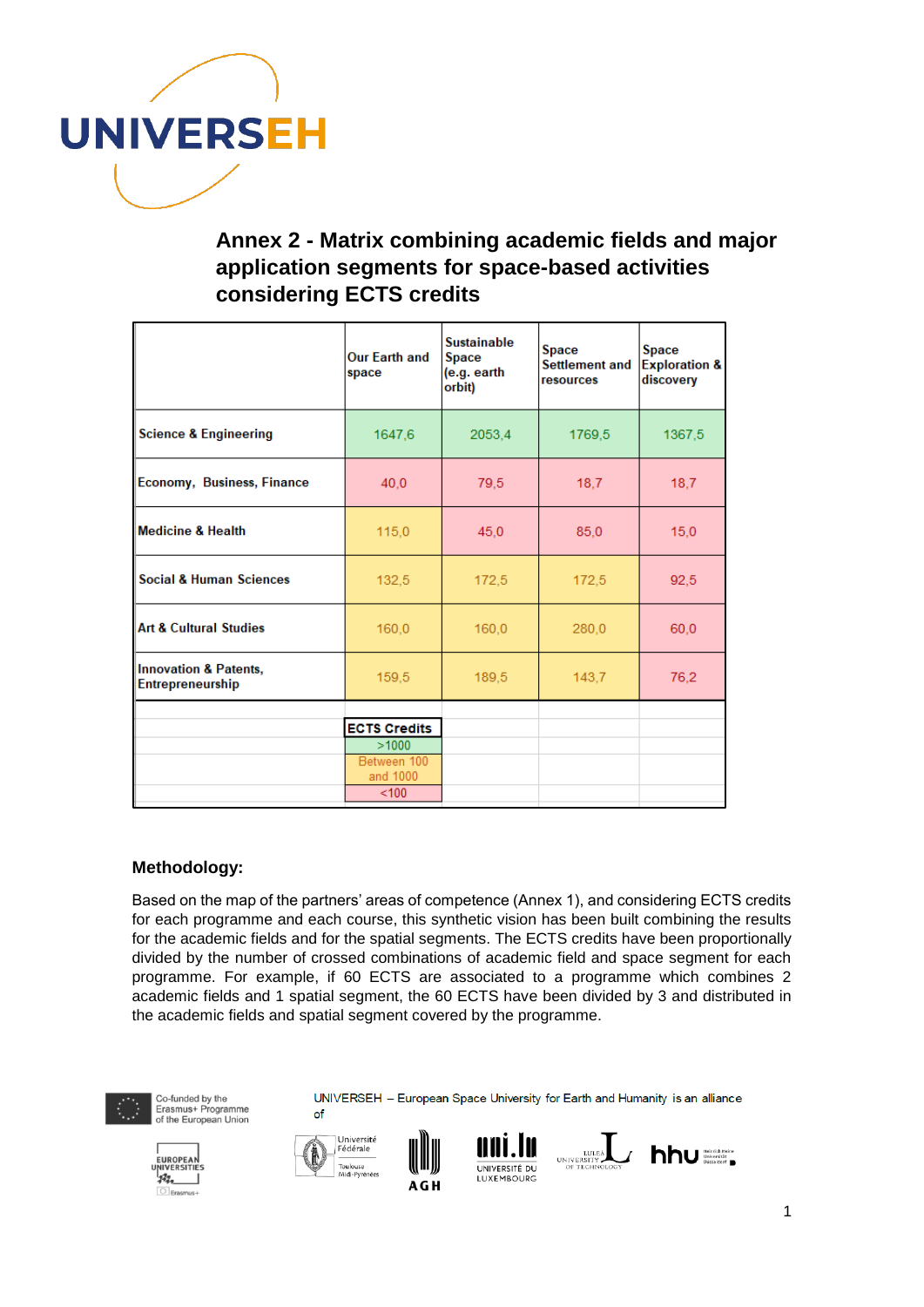## Annex 2 - Matrix combining academic fields and major application segments for space-based activities considering ECTS credits

| | Our Earth and space | Sustainable Space (e.g. earth orbit) | Space Settlement and resources | Space Exploration & discovery |
|---|---|---|---|---|
| Science & Engineering | 1647,6 | 2053,4 | 1769,5 | 1367,5 |
| Economy, Business, Finance | 40,0 | 79,5 | 18,7 | 18,7 |
| Medicine & Health | 115,0 | 45,0 | 85,0 | 15,0 |
| Social & Human Sciences | 132,5 | 172,5 | 172,5 | 92,5 |
| Art & Cultural Studies | 160,0 | 160,0 | 280,0 | 60,0 |
| Innovation & Patents, Entrepreneurship | 159,5 | 189,5 | 143,7 | 76,2 |

| ECTS Credits |
|---|
| >1000 |
| Between 100 and 1000 |
| <100 |

### Methodology:

Based on the map of the partners' areas of competence (Annex 1), and considering ECTS credits for each programme and each course, this synthetic vision has been built combining the results for the academic fields and for the spatial segments. The ECTS credits have been proportionally divided by the number of crossed combinations of academic field and space segment for each programme. For example, if 60 ECTS are associated to a programme which combines 2 academic fields and 1 spatial segment, the 60 ECTS have been divided by 3 and distributed in the academic fields and spatial segment covered by the programme.

Co-funded by the Erasmus+ Programme of the European Union

UNIVERSEH – European Space University for Earth and Humanity is an alliance of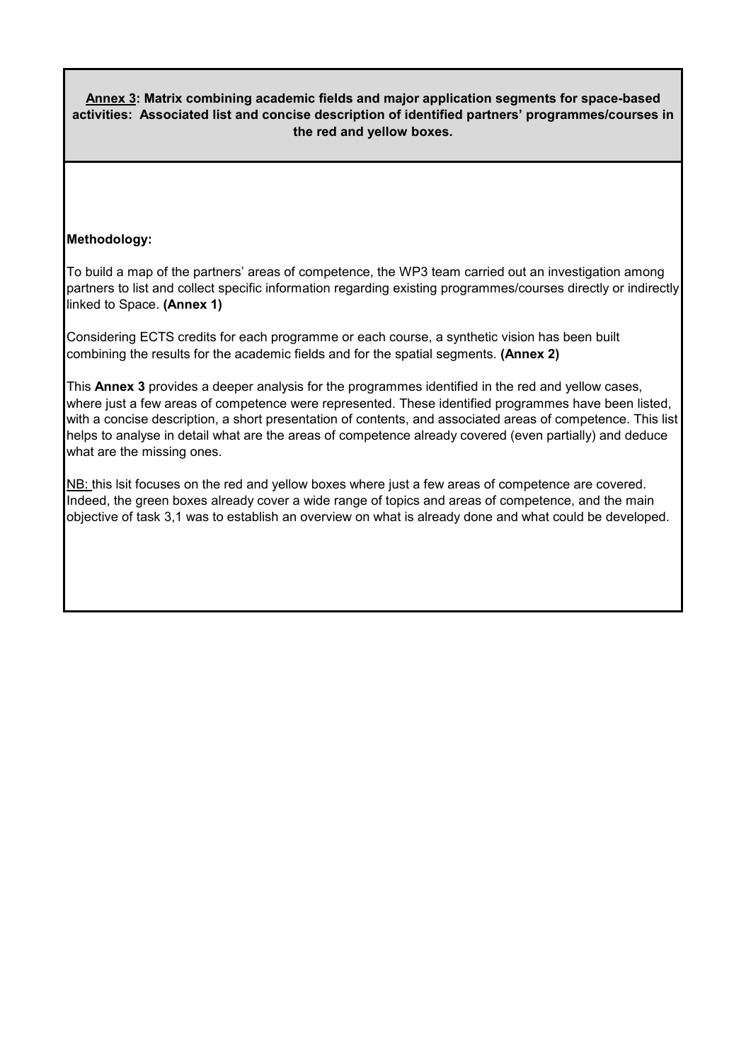**Annex 3: Matrix combining academic fields and major application segments for space-based activities: Associated list and concise description of identified partners' programmes/courses in the red and yellow boxes.**

**Methodology:**

To build a map of the partners' areas of competence, the WP3 team carried out an investigation among partners to list and collect specific information regarding existing programmes/courses directly or indirectly linked to Space. **(Annex 1)**

Considering ECTS credits for each programme or each course, a synthetic vision has been built combining the results for the academic fields and for the spatial segments. **(Annex 2)**

This **Annex 3** provides a deeper analysis for the programmes identified in the red and yellow cases, where just a few areas of competence were represented. These identified programmes have been listed, with a concise description, a short presentation of contents, and associated areas of competence. This list helps to analyse in detail what are the areas of competence already covered (even partially) and deduce what are the missing ones.

NB: this lsit focuses on the red and yellow boxes where just a few areas of competence are covered. Indeed, the green boxes already cover a wide range of topics and areas of competence, and the main objective of task 3,1 was to establish an overview on what is already done and what could be developed.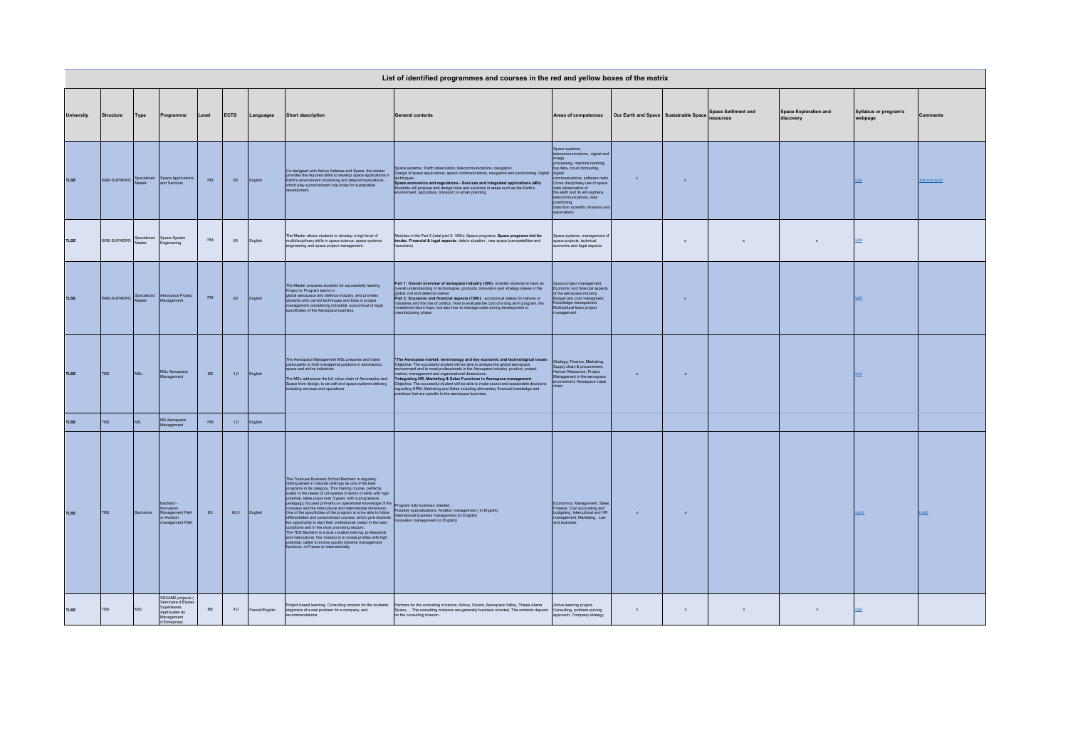| List of identified programmes and courses in the red and yellow boxes of the matrix | | | | | | | | | | | | | | | | |
|---|---|---|---|---|---|---|---|---|---|---|---|---|---|---|---|---|
| University | Structure | Type | Programme | Level | ECTS | Languages | Short description | General contents | Areas of competences | Our Earth and Space | Sustainable Space | Space Settlment and resources | Space Exploration and discovery | Syllabus or program's webpage | Comments |
| TLSE | ISAE-SUPAERO | Specialized Master | Space Applications and Services | PM | 60 | English | Co-designed with Airbus Defense and Space, the master provides the required skills to develop space applications in Earth's environment monitoring and telecommunications, which play a predominant role today for sustainable development. | Space systems : Earth observation, telecommunications, navigation<br>Design of space applications, space communications, navigation and positionning, digital techniques<br>**Space economics and regulations - Services and integrated applications (46h)**<br>Students will propose and design tools and solutions in areas such as the Earth's environment, agriculture, transport or urban planning. | Space systems, telecommunications, signal and image processing, machine learning, big data, cloud computing, digital communications, software radio. Cross disciplinary use of space data (observation of the earth and its atmosphere, telecommunications, data positioning, data from scientific missions and exploration) | x | x | | | Link | link in French |
| TLSE | ISAE-SUPAERO | Specialized Master | Space System Engineering | PM | 60 | English | The Master allows students to develop a high level of multidisciplinary skills in space science, space systems engineering and space project management. | Modules in the Part 2 (total part 2: 160h): Space programs: **Space programs bid for tender, Financial & legal aspects:** debris situation , new space (nanosatellites and launchers) | Space systems, management of space projects, technical, economic and legal aspects | | x | x | x | Link | |
| TLSE | ISAE-SUPAERO | Specialized Master | Aerospace Project Management | PM | 60 | English | The Master prepares students for successfully leading Project or Program teams in global aerospace and defence industry, and provides students with current techniques and tools in project management considering industrial, economical or legal specificities of the Aerospace business. | **Part 1: Overall overview of aerospace industry (55h):** enables students to have an overall understanding of technologies, products, innovation and strategy stakes in the global civil and defence market.<br>**Part 3: Economic and financial aspects (150h):** economical stakes for nations or industries and the role of politics. How to evaluate the cost of a long term program, the investment return hope, but also how to manage costs during development or manufacturing phase. | Space project management, Economic and financial aspects of the aerospace industry, Budget and cost managment, Knowledge management, Multicultural team project management. | | x | | | Link | |
| TLSE | TBS | MSc | MSc Aerospace Management | M2 | 1,0 | English | The Aerospace Management MSc prepares and trains participants to hold managerial positions in aeronautics, space and airline industries.<br>The MSc addresses the full value chain of Aeronautics and Space from design, to aircraft and space systems delivery, including services and operations | **"The Aerospace market: terminology and key economic and technological issues**<br>Objective: The successful student will be able to analyze the global aerospace environment and to meet professionals in the Aerospace industry: product, project, market, management and organizational dimensions.<br>**"Integrating HR, Marketing & Sales Functions in Aerospace management**<br>Objective: The successful student will be able to make sound and sustainable decisions regarding HRM, Marketing and Sales including elementary financial knowledge and practices that are specific to the aerospace business. | Strategy, Finance, Marketing, Supply chain & procurement, Human Resources, Project Management in the aerospace environment, Aerospace value chain. | x | x | | | Link | |
| TLSE | TBS | MS | MS Aerospace Management | PM | 1,0 | English | | | | | | | | | |
| TLSE | TBS | Bachelors | Bachelor - Innovation Management Path or Aviation management Path | B3 | 60,0 | English | The Toulouse Business School Bachelor is regularly distinguished in national rankings as one of the best programs in its category. This training course, perfectly suited to the needs of companies in terms of skills with high potential, takes place over 3 years, with a progressive pedagogy, focused primarily on operational knowledge of the company and the intercultural and international dimension. One of the specificities of the program is to be able to follow differentiated and personalized courses, which give students the opportunity to start their professional career in the best conditions and in the most promising sectors.<br>The TBS Bachelor is a dual vocation training: professional and intercultural. Our mission is to reveal profiles with high potential, called to evolve quickly towards management functions, in France or internationally. | Program fully business oriented.<br>Possible specializations: Aviation management ( in English)<br>International business management (in English)<br>Innovation management (in English) | Economics, Management, Sales, Finance, Cost accounting and budgeting, Intercultural and HR management, Marketing, Law and business. | x | x | | | Link1 | Link2 |
| TLSE | TBS | MSc | SESAME projects ( Séminaire d'Études Supérieures Appliquées au Management d'Entreprise) | M2 | 4,0 | French/English | Project based learning. Consulting mission for the students: diagnosis of a real problem for a company, and recommendations. | Partners for the consulting missions: Airbus, Escent, Aerospace Valley, Thales Alenia Space,... The consulting missions are generally business oriented. The contents depend on the consulting mission. | Active learning project, Consulting, problem-solving approach, Company strategy | x | x | x | x | Link | |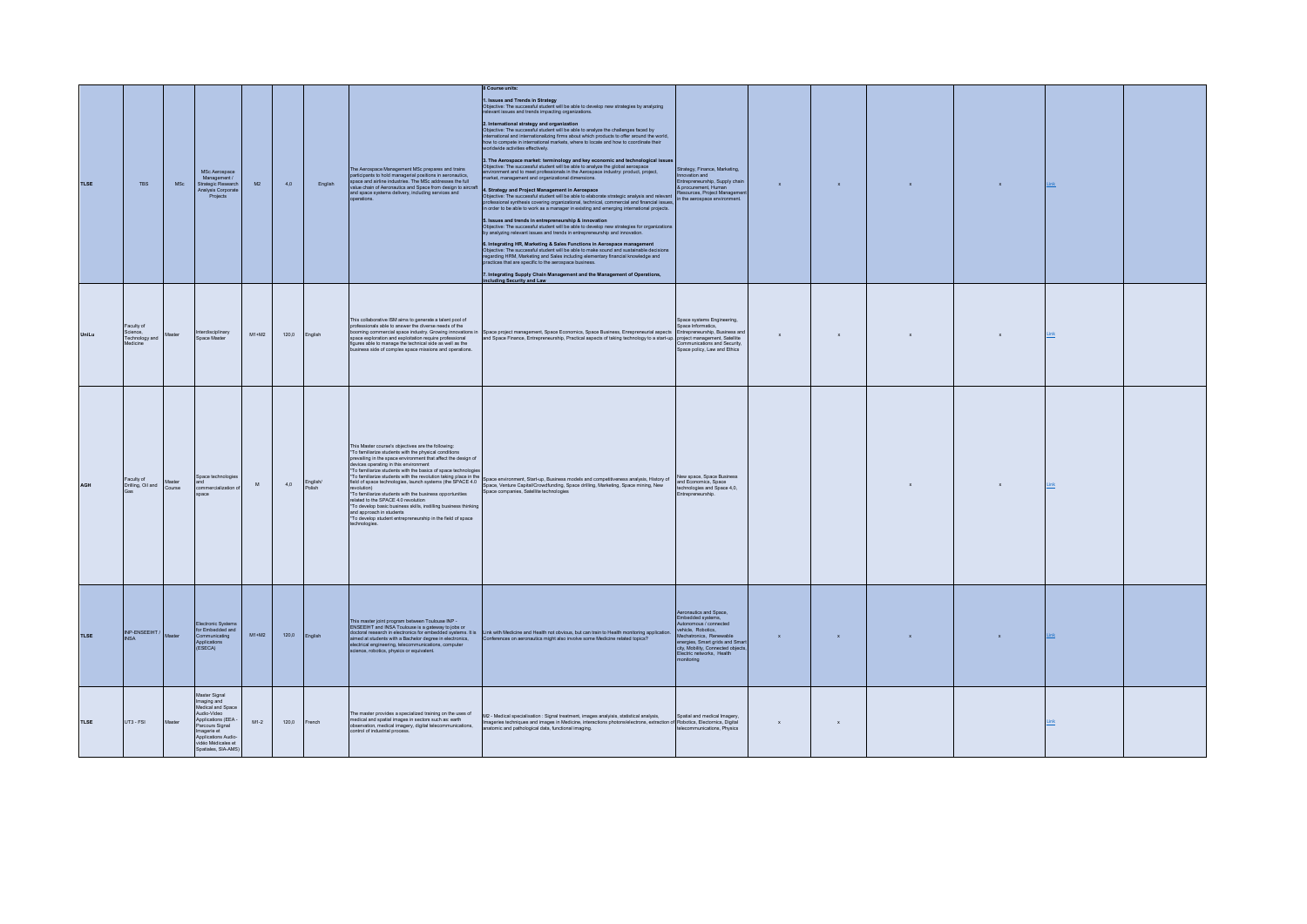| TLSE | TBS | MSc | MSc Aerospace Management / Strategic Research Analysis Corporate Projects | M2 | 4,0 | English | The Aerospace Management MSc prepares and trains participants to hold managerial positions in aeronautics, space and airline industries. The MSc addresses the full value chain of Aeronautics and Space from design to aircraft and space systems delivery, including services and operations. | **8 Course units:** **1. Issues and Trends in Strategy** Objective: The successful student will be able to develop new strategies by analyzing relevant issues and trends impacting organizations. **2. International strategy and organization** Objective: The successful student will be able to analyze the challenges faced by international and internationalizing firms about which products to offer around the world, how to compete in international markets, where to locate and how to coordinate their worldwide activities effectively. **3. The Aerospace market: terminology and key economic and technological issues** Objective: The successful student will be able to analyze the global aerospace environment and to meet professionals in the Aerospace industry: product, project, market, management and organizational dimensions. **4. Strategy and Project Management in Aerospace** Objective: The successful student will be able to elaborate strategic analysis and relevant professional synthesis covering organizational, technical, commercial and financial issues, in order to be able to work as a manager in existing and emerging international projects. **5. Issues and trends in entrepreneurship & innovation** Objective: The successful student will be able to develop new strategies for organizations by analyzing relevant issues and trends in entrepreneurship and innovation. **6. Integrating HR, Marketing & Sales Functions in Aerospace management** Objective: The successful student will be able to make sound and sustainable decisions regarding HRM, Marketing and Sales including elementary financial knowledge and practices that are specific to the aerospace business. **7. Integrating Supply Chain Management and the Management of Operations, including Security and Law** | Strategy, Finance, Marketing, Innovation and Entrepreneurship, Supply chain & procurement, Human Resources, Project Management in the aerospace environment. | x | x | x | x | Link | |
|---|---|---|---|---|---|---|---|---|---|---|---|---|---|---|---|
| UniLu | Faculty of Science, Technology and Medicine | Master | Interdisciplinary Space Master | M1+M2 | 120,0 | English | This collaborative ISM aims to generate a talent pool of professionals able to answer the diverse needs of the booming commercial space industry. Growing innovations in space exploration and exploitation require professional figures able to manage the technical side as well as the business side of complex space missions and operations. | Space project management, Space Economics, Space Business, Enrepreneurial aspects and Space Finance, Entrepreneurship, Practical aspects of taking technology to a start-up | Space systems Engineering, Space Informatics, Entrepreneurship, Business and project management, Satellite Communications and Security, Space policy, Law and Ethics | x | x | x | x | Link | |
| AGH | Faculty of Drilling, Oil and Gas | Master Course | Space technologies and commercialization of space | M | 4,0 | English/ Polish | This Master course's objectives are the following: *To familiarize students with the physical conditions prevailing in the space environment that affect the design of devices operating in this environment *To familiarize students with the basics of space technologies *To familiarize students with the revolution taking place in the field of space technologies, launch systems (the SPACE 4.0 revolution) *To familiarize students with the business opportunities related to the SPACE 4.0 revolution *To develop basic business skills, instilling business thinking and approach in students *To develop student entrepreneurship in the field of space technologies. | Space environment, Start-up, Business models and competitiveness analysis, History of Space, Venture Capital/Crowdfunding, Space drilling, Marketing, Space mining, New Space companies, Satellite technologies | New space, Space Business and Economics, Space technologies and Space 4,0, Entrepreneurship. | | | x | x | Link | |
| TLSE | INP-ENSEEIHT / INSA | Master | Electronic Systems for Embedded and Communicating Applications (ESECA) | M1+M2 | 120,0 | English | This master joint program between Toulouse INP - ENSEEIHT and INSA Toulouse is a gateway to jobs or doctoral research in electronics for embedded systems. It is aimed at students with a Bachelor degree in electronics, electrical engineering, telecommunications, computer science, robotics, physics or equivalent. | Link with Medicine and Health not obvious, but can train to Health monitoring application. Conferences on aeronautics might also involve some Medicine related topics? | Aeronautics and Space, Embedded systems, Autonomous / connected vehicle, Robotics, Mechatronics, Renewable energies, Smart grids and Smart city, Mobility, Connected objects, Electric networks, Health monitoring | x | x | x | x | Link | |
| TLSE | UT3 - FSI | Master | Master Signal Imaging and Medical and Space Audio-Video Applications (EEA - Parcours Signal Imagerie et Applications Audio-vidéo Médicales et Spatiales, SIA-AMS) | M1-2 | 120,0 | French | The master provides a specialized training on the uses of medical and spatial images in sectors such as: earth observation, medical imagery, digital telecommunications, control of industrial process. | M2 - Medical specialisation : Signal treatment, images analysis, statistical analysis, imageries techniques and images in Medicine, interactions photons/electrons, extraction of anatomic and pathological data, functional imaging. | Spatial and medical Imagery, Robotics, Electornics, Digital telecommunications, Physics | x | x | | | Link | |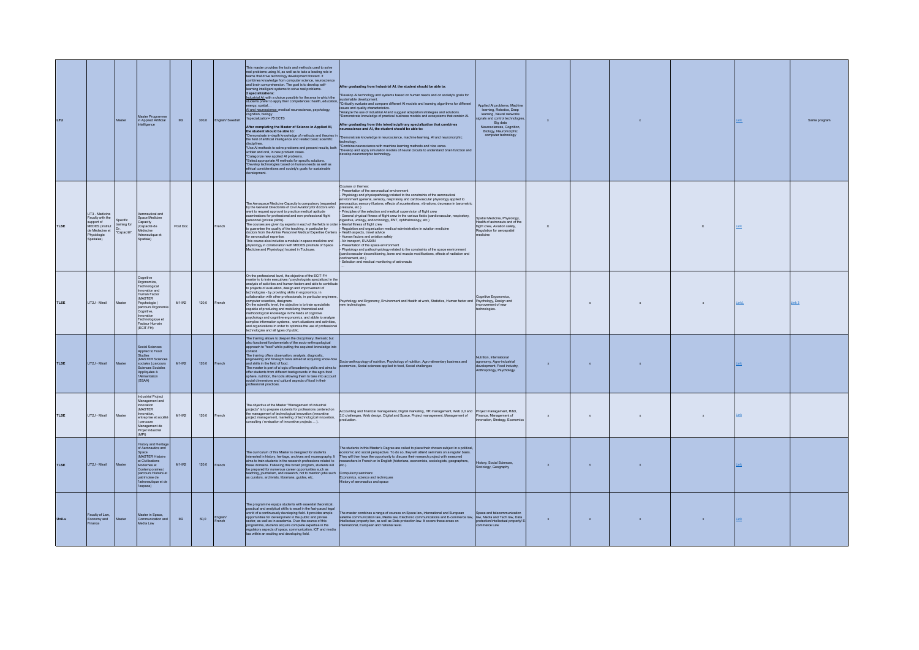| LTU | | Master | Master Programme in Applied Artificial Intelligence | M2 | 300,0 | English/ Swedish | This master provides the tools and methods used to solve real problems using AI, as well as to take a leading role in teams that drive technology development forward. It combines knowledge from computer science, neuroscience and brain comprehension. The goal is to develop self-learning intelligent systems to solve real problems. **2 specializations:** Industrial AI: with a choice possible for the area in which the students prefer to apply their competences: health, education, energy, spatial… AI and neuroscience: medical neuroscience, psychology, cognition, biology *specialization= 75 ECTS **After completing the Master of Science in Applied AI, the student should be able to:** *Demonstrate in-depth knowledge of methods and theories in the field of artificial intelligence and related basic scientific disciplines. *Use AI methods to solve problems and present results, both written and oral, in new problem cases. *Categorize new applied AI problems. *Select appropriate AI methods for specific solutions. *Develop technologies based on human needs as well as ethical considerations and society's goals for sustainable development. | **After graduating from Industrial AI, the student should be able to:** *Develop AI technology and systems based on human needs and on society's goals for sustainable development. *Critically evaluate and compare different AI models and learning algorithms for different issues and quality characteristics. *Analyze the use of industrial AI and suggest adaptation strategies and solutions. *Demonstrate knowledge of practical business models and ecosystems that contain AI. **After graduating from this interdisciplinary specialization that combines neuroscience and AI, the student should be able to:** *Demonstrate knowledge in neuroscience, machine learning, AI and neuromorphic technology. *Combine neuroscience with machine learning methods and vice versa. *Develop and apply simulation models of neural circuits to understand brain function and develop neuromorphic technology. | Applied AI problems, Machine learning, Robotics, Deep learning, Neural networks signals and control technologies, Big data Neurosciences, Cognition, Biology, Neuromorphic computer technology | x | | x | | Link | Same program |
|---|---|---|---|---|---|---|---|---|---|---|---|---|---|---|---|
| TLSE | UT3 - Medicine Faculty with the support of MEDES (Institut de Médecine et Physiologie Spatiales) | Specific training for Dr. "Capacité". | Aeronautical and Space Medicine Capacity (Capacité de Médecine Aéronautique et Spatiale) | Post Doc | | French | The Aerospace Medicine Capacity is compulsory (requested by the General Directorate of Civil Aviation) for doctors who want to request approval to practice medical aptitude examinations for professional and non-professional flight personnel (private pilots). The courses are given by experts in each of the fields in order to guarantee the quality of the teaching, in particular by doctors from the Airline Personnel Medical Expertise Centers for aeronautical expertise. This course also includes a module in space medicine and physiology in collaboration with MEDES (Institute of Space Medicine and Physiology) located in Toulouse. | Courses or themes: - Presentation of the aeronautical environment - Physiology and physiopathology related to the constraints of the aeronautical environment (general, sensory, respiratory and cardiovascular physiology applied to aeronautics; sensory illusions, effects of accelerations, vibrations, decrease in barometric pressure, etc.) - Principles of the selection and medical supervision of flight crew - General physical fitness of flight crew in the various fields (cardiovascular, respiratory, digestive, urology, endocrinology, ENT, ophthalmology, etc.) - Mental fitness of flight crew - Regulation and organization medical-administrative in aviation medicine - Health aspects, travel advice - Human factors and aviation safety - Air transport, EVASAN - Presentation of the space environment - Physiology and pathophysiology related to the constraints of the space environment (cardiovascular deconditioning, bone and muscle modifications, effects of radiation and confinement, etc.) - Selection and medical monitoring of astronauts | Spatial Medicine, Physiology, Health of astronauts and of the flight crew, Aviation safety, Regulation for aerospatial medicine | X | | | X | Link | |
| TLSE | UT2J - Mirail | Master | Cognitive Ergonomics, Technological Innovation and Human Factor (MASTER Psychologie \| parcours Ergonomie Cognitive, Innovation Technologique et Facteur Humain (ECIT-FH) | M1-M2 | 120,0 | French | On the professional level, the objective of the ECIT-FH master is to train executives / psychologists specialized in the analysis of activities and human factors and able to contribute to projects of evaluation, design and improvement of technologies - by providing skills in ergonomics, in collaboration with other professionals, in particular engineers, computer scientists, designers. On the scientific level, the objective is to train specialists capable of producing and mobilizing theoretical and methodological knowledge in the fields of cognitive psychology and cognitive ergonomics, and able to analyze complex information systems, work situations and activities, and organizations in order to optimize the use of professional technologies and all types of public. | Psychology and Ergonomy, Environment and Health at work, Statistics, Human factor and new technologies | Cognitive Ergonomics, Psychology, Design and improvement of new technologies. | | x | x | x | Link1 | Link 2 |
| TLSE | UT2J - Mirail | Master | Social Sciences Applied to Food Studies (MASTER Sciences sociales \| parcours Sciences Sociales Appliquées à l'Alimentation (SSAA) | M1-M2 | 120,0 | French | The training allows to deepen the disciplinary, thematic but also functional fundamentals of the socio-anthropological approach to "food" while putting the acquired knowledge into context. The training offers observation, analysis, diagnostic, engineering and foresight tools aimed at acquiring know-how and skills in the field of food. The master is part of a logic of broadening skills and aims to offer students from different backgrounds in the agro-food sphere, nutrition, the tools allowing them to take into account social dimensions and cultural aspects of food in their professional practices. | Socio-anthropology of nutrition, Psychology of nutrition, Agro-alimentary business and economics, Social sciences applied to food, Social challenges | Nutrition, International agronomy, Agro-industrial development, Food industry, Anthropology, Psychology. | x | x | x | | Link | |
| TLSE | UT2J - Mirail | Master | Industrial Project Management and Innovation (MASTER Innovation, entreprise et société \| parcours Management de Projet Industriel (MPI) | M1-M2 | 120,0 | French | The objective of the Master "Management of industrial projects" is to prepare students for professions centered on the management of technological innovation (innovative project management, marketing of technological innovation, consulting / evaluation of innovative projects ... ). | Accounting and financial management, Digital marketing, HR management, Web 2,0 and 3,0 challenges, Web design, Digital and Space, Project management, Management of production. | Project management, R&D, Finance, Management of innovation, Strategy, Economics | x | x | x | x | Link | |
| TLSE | UT2J - Mirail | Master | History and Heritage of Aeronautics and Space (MASTER Histoire et Civilisations Modernes et Contemporaines \| parcours Histoire et patrimoine de l'aéronautique et de l'espace) | M1-M2 | 120,0 | French | The curriculum of this Master is designed for students interested in history, heritage, archives and museography. It aims to train students in the research professions related to these domains. Following this broad program, students will be prepared for numerous career opportunities such as teaching, journalism, and research, not to mention jobs such as curators, archivists, librarians, guides, etc. | The students in this Master's Degree are called to place their chosen subject in a political, economic and social perspective. To do so, they will attend seminars on a regular basis. They will then have the opportunity to discuss their research project with seasoned researchers in French or in English (historians, economists, sociologists, geographers, etc.). Compulsory seminars: Economics, science and techniques History of aeronautics and space | History, Social Sciences, Sociology, Geography | x | x | x | | Link | |
| UniLu | Faculty of Law, Economy and Finance | Master | Master in Space, Communication and Media Law | M2 | 60,0 | English/ French | The programme equips students with essential theoretical, practical and analytical skills to excel in the fast-paced legal world of a continuously developing field. It provides ample opportunities for development in the public and private sector, as well as in academia. Over the course of this programme, students acquire complete expertise in the regulatory aspects of space, communication, ICT and media law within an exciting and developing field. | The master combines a range of courses on Space law, international and European satellite communication law, Media law, Electronic communications and E-commerce law, Intellectual property law, as well as Data protection law. It covers these areas on international, European and national level. | Space and telecommunication law, Media and Tech law, Data protection/intellectual property/ E-commerce Law | x | x | x | x | Link | |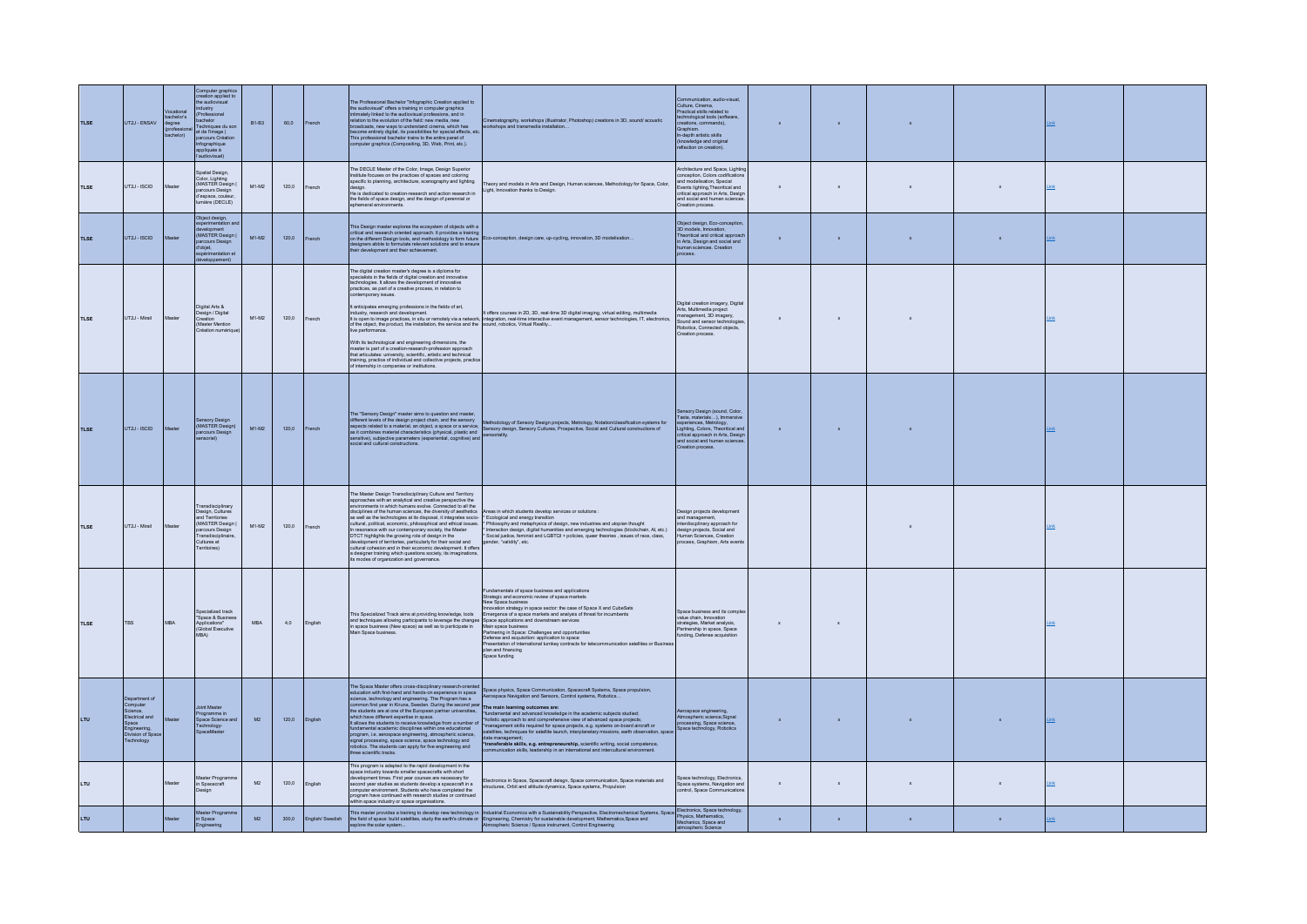| TLSE | UT2J - ENSAV | Vocational bachelor's degree (professional bachelor) | Computer graphics creation applied to the audiovisual industry (Professional bachelor Techniques du son et de l'image \| parcours Création Infographique appliquée à l'audiovisuel) | B1-B3 | 60,0 | French | The Professional Bachelor "Infographic Creation applied to the audiovisual" offers a training in computer graphics intimately linked to the audiovisual professions, and in relation to the evolution of the field: new media, new broadcasts, new ways to understand cinema, which has become entirely digital, its possibilities for special effects, etc. This professional bachelor trains to the entire panel of computer graphics (Compositing, 3D, Web, Print, etc.). | Cinematography, workshops (Illustrator, Photoshop) creations in 3D, sound/ acoustic workshops and transmedia installation… | Communication, audio-visual, Culture, Cinema, Practical skills related to technological tools (software, creations, commands), Graphism. In-depth artistic skills (knowledge and original reflection on creation). | x | x | x | | Link | |
|---|---|---|---|---|---|---|---|---|---|---|---|---|---|---|---|
| TLSE | UT2J - ISCID | Master | Spatial Design, Color, Lighting (MASTER Design \| parcours Design d'espace, couleur, lumière (DECLE) | M1-M2 | 120,0 | French | The DECLE Master of the Color, Image, Design Superior Institute focuses on the practices of spaces and coloring specific to planning, architecture, scenography and lighting design. He is dedicated to creation-research and action research in the fields of space design, and the design of perennial or ephemeral environments. | Theory and models in Arts and Design, Human sciences, Methodology for Space, Color, Light, Innovation thanks to Design. | Architecture and Space, Lighting conception, Colors codifications and modelisation, Special Events lighting,Theoritical and critical approach in Arts, Design and social and human sciences. Creation process. | x | x | x | x | Link | |
| TLSE | UT2J - ISCID | Master | Object design, experimentation and development (MASTER Design \| parcours Design d'objet, expérimentation et développement) | M1-M2 | 120,0 | French | This Design master explore the ecosystem of objects with a critical and research oriented approach. It provides a training on the different Design tools, and methodology to form future designers abble to formulate relevant solutions and to ensure their development and their achievement. | Eco-conception, design care, up-cycling, innovation, 3D modelisation… | Object design, Eco-conception, 3D models, Innovation, Theoritical and critical approach in Arts, Design and social and human sciences. Creation process. | x | x | x | x | Link | |
| TLSE | UT2J - Mirail | Master | Digital Arts & Design / Digital Creation (Master Mention Création numérique) | M1-M2 | 120,0 | French | The digital creation master's degree is a diploma for specialists in the fields of digital creation and innovative technologies. It allows the development of innovative practices, as part of a creative process, in relation to contemporary issues. It anticipates emerging professions in the fields of art, industry, research and development. It is open to image practices, in situ or remotely via a network, of the object, the product, the installation, the service and the live performance. With its technological and engineering dimensions, the master is part of a creation-research-profession approach that articulates: university, scientific, artistic and technical training, practice of individual and collective projects, practice of internship in companies or institutions. | It offers courses in 2D, 3D, real-time 3D digital imaging, virtual editing, multimedia integration, real-time interactive event management, sensor technologies, IT, electronics, sound, robotics, Virtual Reality... | Digital creation imagery, Digital Arts, Multimedia project management, 3D imagery, Sound and sensor technologies, Robotics, Connected objects, Creation process. | x | x | x | | Link | |
| TLSE | UT2J - ISCID | Master | Sensory Design (MASTER Design\| parcours Design sensoriel) | M1-M2 | 120,0 | French | The "Sensory Design" master aims to question and master, different levels of the design project chain, and the sensory aspects related to a material, an object, a space or a service, as it combines material characteristics (physical, plastic and sensitive), subjective parameters (experiential, cognitive) and social and cultural constructions. | Methodology of Sensory Design projects, Metrology, Notation/classification systems for Sensory design, Sensory Cultures, Prospective, Social and Cultural constructions of sensoriality. | Sensory Design (sound, Color, Taste, materials…), Immersive experiences, Metrology, Lighting, Colors, Theoritical and critical approach in Arts, Design and social and human sciences. Creation process. | x | x | x | | Link | |
| TLSE | UT2J - Mirail | Master | Transdisciplinary Design, Cultures and Territories (MASTER Design \| parcours Design Transdisciplinaire, Cultures et Territoires) | M1-M2 | 120,0 | French | The Master Design Transdisciplinary Culture and Territory approaches with an analytical and creative perspective the environments in which humans evolve. Connected to all the disciplines of the human sciences, the diversity of aesthetics as well as the technologies at its disposal, it integrates socio-cultural, political, economic, philosophical and ethical issues. In resonance with our contemporary society, the Master DTCT highlights the growing role of design in the development of territories, particularly for their social and cultural cohesion and in their economic development. It offers a designer training which questions society, its imaginations, its modes of organization and governance. | Areas in which students develop services or solutions : * Ecological and energy transition * Philosophy and metaphysics of design, new industries and utopian thought * Interaction design, digital humanities and emerging technologies (blockchain, AI, etc.) * Social justice, feminist and LGBTQI + policies, queer theories , issues of race, class, gender, "validity", etc. | Design projects development and management, interdisciplinary approach for design projects, Social and Human Sciences, Creation process, Graphism, Arts events | | | x | | Link | |
| TLSE | TBS | MBA | Specialized track "Space & Business Applications" (Global Executive MBA) | MBA | 4,0 | English | This Specialized Track aims at providing knowledge, tools and techniques allowing participants to leverage the changes in space business (New space) as well as to participate in Main Space business. | Fundamentals of space business and applications Strategic and economic review of space markets New Space business Innovation strategy in space sector: the case of Space X and CubeSats Emergence of a space markets and analysis of threat for incumbents Space applications and downstream services Main space business Partnering in Space: Challenges and opportunities Defense and acquisition: application to space Presentation of international turnkey contracts for telecommunication satellites or Business plan and financing Space funding | Space business and its complex value chain, Innovation strategies, Market analysis, Partnership in space, Space funding, Defense acquisition | x | x | | | Link | |
| LTU | Department of Computer Science, Electrical and Space Engineering, Division of Space Technology | Master | Joint Master Programme in Space Science and Technology-SpaceMaster | M2 | 120,0 | English | The Space Master offers cross-disciplinary research-oriented education with first-hand and hands-on experience in space science, technology and engineering. The Program has a common first year in Kiruna, Sweden. During the second year the students are at one of the European partner universities, which have different expertise in space. It allows the students to receive knowledge from a number of fundamental academic disciplines within one educational program, i.e. aerospace engineering, atmospheric science, signal processing, space science, space technology and robotics. The students can apply for five engineering and three scientific tracks. | Space physics, Space Communication, Spacecraft Systems, Space propulsion, Aerospace Navigation and Sensors, Control systems, Robotics… **The main learning outcomes are:** *fundamental and advanced knowledge in the academic subjects studied; *holistic approach to and comprehensive view of advanced space projects; *management skills required for space projects, e.g. systems on-board aircraft or satellites, techniques for satellite launch, interplanetary missions, earth observation, space data management; ***transferable skills, e.g. entrepreneurship**, scientific writing, social competence, communication skills, leadership in an international and intercultural environment. | Aerospace engineering, Atmospheric science,Signal processing, Space science, Space technology, Robotics | x | x | x | x | Link | |
| LTU | | Master | Master Programme in Spacecraft Design | M2 | 120,0 | English | This program is adapted to the rapid development in the space industry towards smaller spacecrafts with short development times. First year courses are necessary for second year studies as students develop a spacecraft in a computer environment. Students who have completed the program have continued with research studies or continued within space industry or space organisations. | Electronics in Space, Spacecraft design, Space communication, Space materials and structures, Orbit and attitude dynamics, Space systems, Propulsion | Space technology, Electronics, Space systems, Navigation and control, Space Communications | x | x | x | x | Link | |
| LTU | | Master | Master Programme in Space Engineering | M2 | 300,0 | English/ Swedish | This master provides a training to develop new technology in the field of space: build satellites, study the earth's climate or explore the solar system… | Industrial Economics with a Sustainability Perspective, Electromechanical Systems, Space Engineering, Chemistry for sustainable development, Mathematics,Space and Atmospheric Science / Space Instrument, Control Engineering | Electronics, Space technology, Physics, Mathematics, Mechanics, Space and atmospheric Science | x | x | x | x | Link | |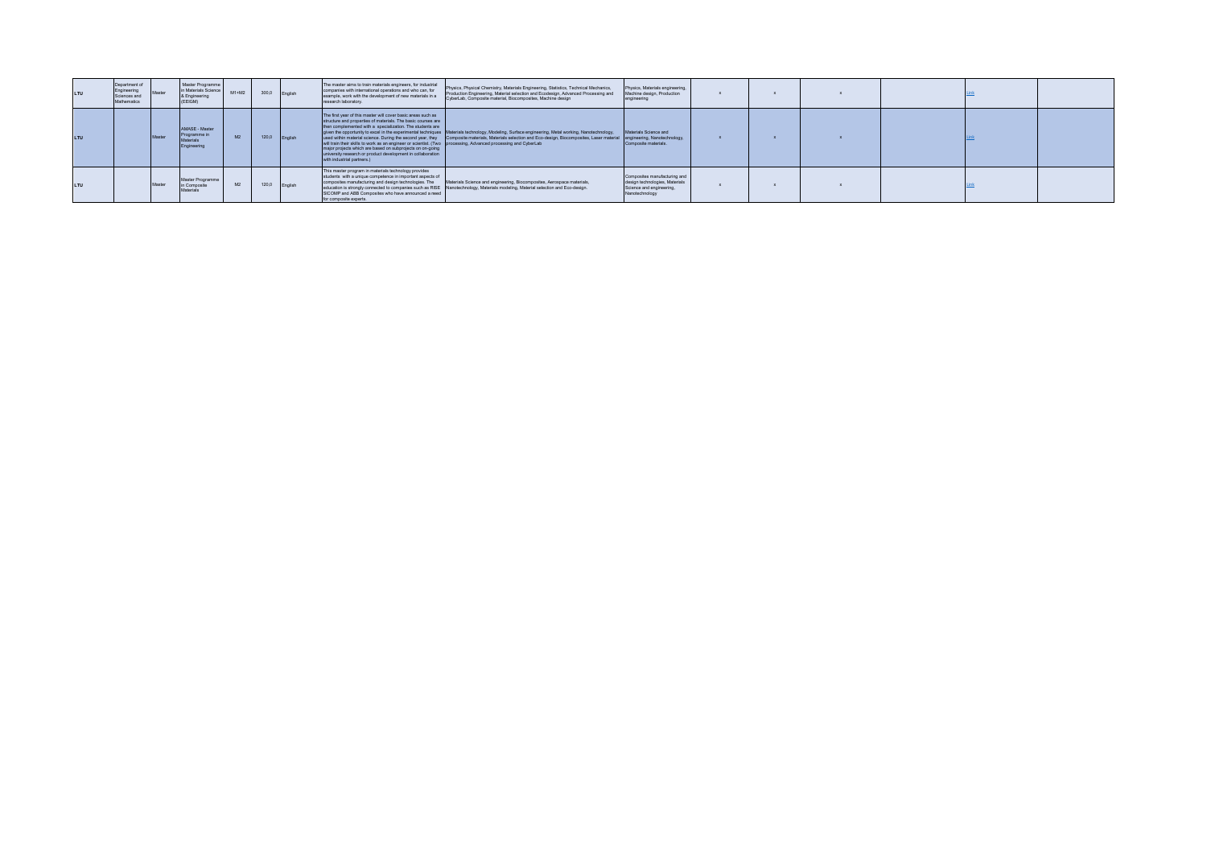| LTU | Department of Engineering Sciences and Mathematics | Master | Master Programme in Materials Science & Engineering (EEIGM) | M1+M2 | 300,0 | English | The master aims to train materials engineers, for industrial companies with international operations and who can, for example, work with the development of new materials in a research laboratory. | Physics, Physical Chemistry, Materials Engineering, Statistics, Technical Mechanics, Production Engineering, Material selection and Ecodesign, Advanced Processing and CyberLab, Composite material, Biocomposites, Machine design | Physics, Materials engineering, Machine design, Production engineering | x | x | x | | Link | |
|---|---|---|---|---|---|---|---|---|---|---|---|---|---|---|---|
| LTU | | Master | AMASE - Master Programme in Materials Engineering | M2 | 120,0 | English | The first year of this master will cover basic areas such as structure and properties of materials. The basic courses are then complemented with a specialization. The students are given the opportunity to excel in the experimental techniques used within material science. During the second year, they will train their skills to work as an engineer or scientist. (Two major projects which are based on subprojects on on-going university research or product development in collaboration with industrial partners.) | Materials technology, Modeling, Surface engineering, Metal working, Nanotechnology, Composite materials, Materials selection and Eco-design, Biocomposites, Laser material processing, Advanced processing and CyberLab | Materials Science and engineering, Nanotechnology, Composite materials. | x | x | x | | Link | |
| LTU | | Master | Master Programme in Composite Materials | M2 | 120,0 | English | This master program in materials technology provides students with a unique competence in important aspects of composites manufacturing and design technologies. The education is strongly connected to companies such as RISE SICOMP and ABB Composites who have announced a need for composite experts. | Materials Science and engineering, Biocomposites, Aerospace materials, Nanotechnology, Materials modeling, Material selection and Eco-design. | Composites manufacturing and design technologies, Materials Science and engineering, Nanotechnology | x | x | x | | Link | |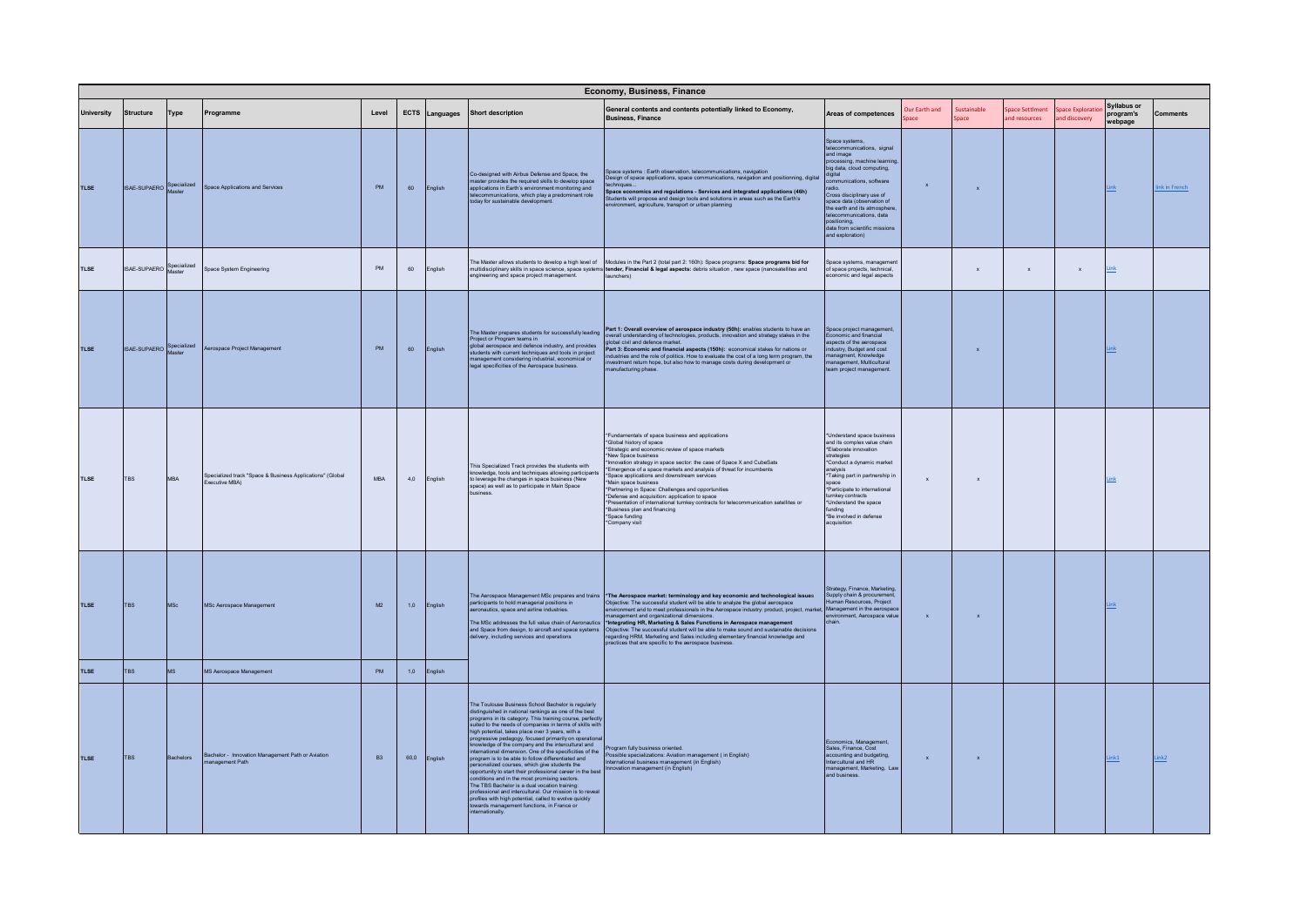| Economy, Business, Finance | | | | | | | | | | | | | | | | |
|---|---|---|---|---|---|---|---|---|---|---|---|---|---|---|---|---|
| University | Structure | Type | Programme | Level | ECTS | Languages | Short description | General contents and contents potentially linked to Economy, Business, Finance | Areas of competences | Our Earth and Space | Sustainable Space | Space Settlment and resources | Space Exploration and discovery | Syllabus or program's webpage | Comments |
| TLSE | ISAE-SUPAERO | Specialized Master | Space Applications and Services | PM | 60 | English | Co-designed with Airbus Defense and Space, the master provides the required skills to develop space applications in Earth's environment monitoring and telecommunications, which play a predominant role today for sustainable development. | Space systems : Earth observation, telecommunications, navigation<br>Design of space applications; space communications, navigation and positionning, digital techniques...<br>**Space economics and regulations - Services and integrated applications (46h)**<br>Students will propose and design tools and solutions in areas such as the Earth's environment, agriculture, transport or urban planning | Space systems, telecommunications, signal and image processing, machine learning, big data, cloud computing, digital communications, software radio.<br>Cross disciplinary use of space data (observation of the earth and its atmosphere, telecommunications, data positioning, data from scientific missions and exploration) | x | x | | | Link | link in French |
| TLSE | ISAE-SUPAERO | Specialized Master | Space System Engineering | PM | 60 | English | The Master allows students to develop a high level of multidisciplinary skills in space science, space systems engineering and space project management. | Modules in the Part 2 (total part 2: 160h): Space programs: **Space programs bid for tender, Financial & legal aspects:** debris situation , new space (nanosatellites and launchers) | Space systems, management of space projects, technical, economic and legal aspects | | x | x | x | Link | |
| TLSE | ISAE-SUPAERO | Specialized Master | Aerospace Project Management | PM | 60 | English | The Master prepares students for successfully leading Project or Program teams in global aerospace and defence industry, and provides students with current techniques and tools in project management considering industrial, economical or legal specificities of the Aerospace business. | **Part 1: Overall overview of aerospace industry (50h):** enables students to have an overall understanding of technologies, products, innovation and strategy stakes in the global civil and defence market.<br>**Part 3: Economic and financial aspects (150h):** economical stakes for nations or industries and the role of politics. How to evaluate the cost of a long term program, the investment return hope, but also how to manage costs during development or manufacturing phase. | Space project management, Economic and financial aspects of the aerospace industry, Budget and cost managment, Knowledge management, Multicultural team project management. | | x | | | Link | |
| TLSE | TBS | MBA | Specialized track "Space & Business Applications" (Global Executive MBA) | MBA | 4,0 | English | This Specialized Track provides the students with knowledge, tools and techniques allowing participants to leverage the changes in space business (New space) as well as to participate in Main Space business. | *Fundamentals of space business and applications<br>*Global history of space<br>*Strategic and economic review of space markets<br>*New Space business<br>*Innovation strategy in space sector: the case of Space X and CubeSats<br>*Emergence of a space markets and analysis of threat for incumbents<br>*Space applications and downstream services<br>*Main space business<br>*Partnering in Space: Challenges and opportunities<br>*Defense and acquisition: application to space<br>*Presentation of international turnkey contracts for telecommunication satellites or<br>*Business plan and financing<br>*Space funding<br>*Company visit | *Understand space business and its complex value chain<br>*Elaborate innovation strategies<br>*Conduct a dynamic market analysis<br>*Taking part in partnership in space<br>*Participate to international turnkey contracts<br>*Understand the space funding<br>*Be involved in defense acquisition | x | x | | | Link | |
| TLSE | TBS | MSc | MSc Aerospace Management | M2 | 1,0 | English | The Aerospace Management MSc prepares and trains participants to hold managerial positions in aeronautics, space and airline industries.<br>The MSc addresses the full value chain of Aeronautics and Space from design, to aircraft and space systems delivery, including services and operations | *The Aerospace market: terminology and key economic and technological issues<br>Objective: The successful student will be able to analyze the global aerospace environment and to meet professionals in the Aerospace industry: product, project, market management and organizational dimensions.<br>*Integrating HR, Marketing & Sales Functions in Aerospace management<br>Objective: The successful student will be able to make sound and sustainable decisions regarding HRM, Marketing and Sales including elementary financial knowledge and practices that are specific to the aerospace business. | Strategy, Finance, Marketing, Supply chain & procurement, Human Resources, Project Management in the aerospace environment, Aerospace value chain. | x | x | | | Link | |
| TLSE | TBS | MS | MS Aerospace Management | PM | 1,0 | English | | | | | | | | | |
| TLSE | TBS | Bachelors | Bachelor - Innovation Management Path or Aviation management Path | B3 | 60,0 | English | The Toulouse Business School Bachelor is regularly distinguished in national rankings as one of the best programs in its category. This training course, perfectly suited to the needs of companies in terms of skills with high potential, takes place over 3 years, with a progressive pedagogy, focused primarily on operational knowledge of the company and the intercultural and international dimension. One of the specificities of the program is to be able to follow differentiated and personalized courses, which give students the opportunity to start their professional career in the best conditions and in the most promising sectors.<br>The TBS Bachelor is a dual vocation training: professional and intercultural. Our mission is to reveal profiles with high potential, called to evolve quickly towards management functions, in France or internationally. | Program fully business oriented.<br>Possible specializations: Aviation management ( in English)<br>International business management (in English)<br>Innovation management (in English) | Economics, Management, Sales, Finance, Cost accounting and budgeting, Intercultural and HR management, Marketing, Law and business. | x | x | | | Link1 | Link2 |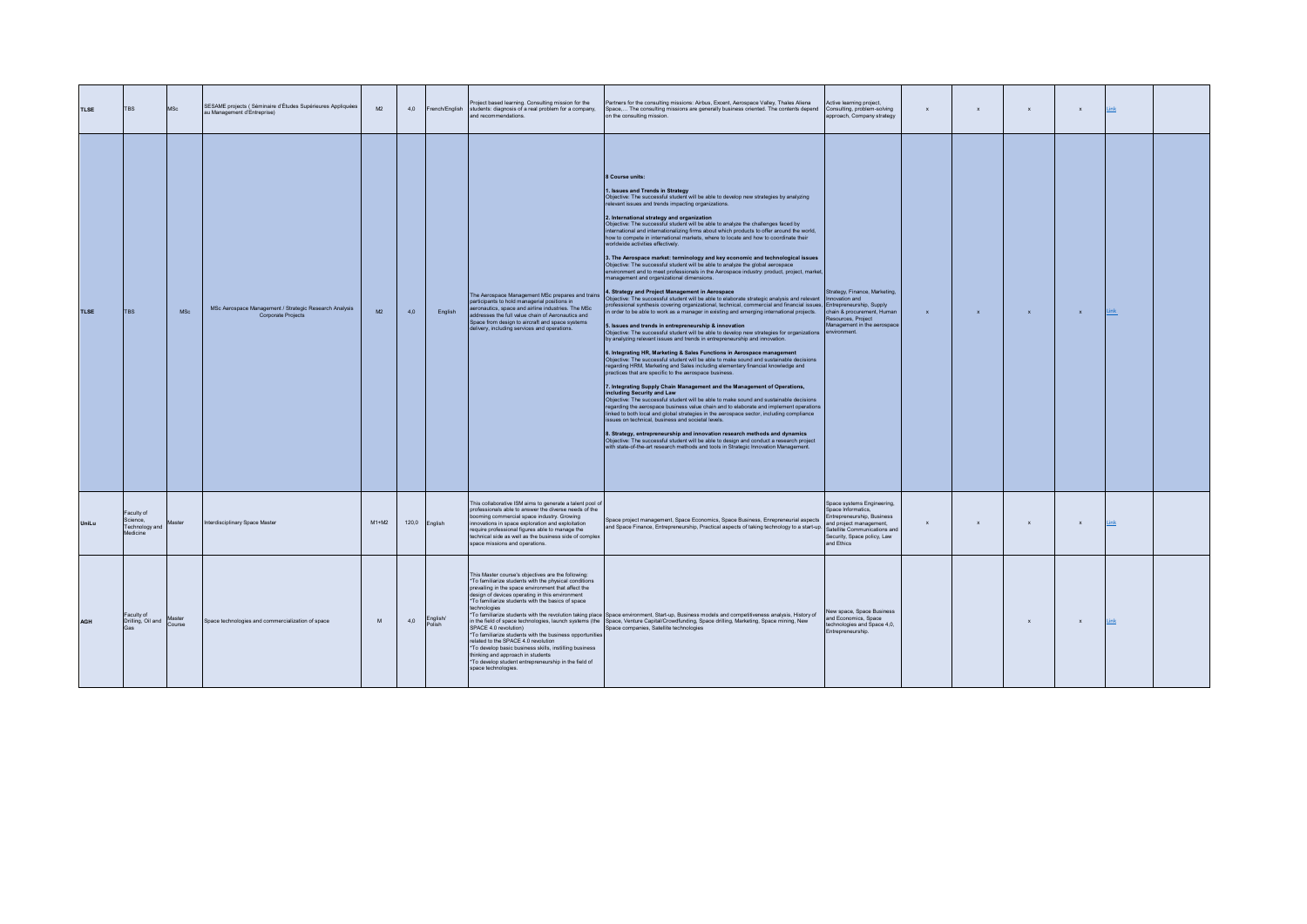| TLSE | TBS | MSc | SESAME projects ( Séminaire d'Études Supérieures Appliquées au Management d'Entreprise) | M2 | 4,0 | French/English | Project based learning. Consulting mission for the students: diagnosis of a real problem for a company, and recommendations. | Partners for the consulting missions: Airbus, Excent, Aerospace Valley, Thales Aliena Space,… The consulting missions are generally business oriented. The contents depend on the consulting mission. | Active learning project, Consulting, problem-solving approach, Company strategy | x | x | x | x | Link | |
|---|---|---|---|---|---|---|---|---|---|---|---|---|---|---|---|
| TLSE | TBS | MSc | MSc Aerospace Management / Strategic Research Analysis Corporate Projects | M2 | 4,0 | English | The Aerospace Management MSc prepares and trains participants to hold managerial positions in aeronautics, space and airline industries. The MSc addresses the full value chain of Aeronautics and Space from design to aircraft and space systems delivery, including services and operations. | **8 Course units:**<br><br>**1. Issues and Trends in Strategy**<br>Objective: The successful student will be able to develop new strategies by analyzing relevant issues and trends impacting organizations.<br><br>**2. International strategy and organization**<br>Objective: The successful student will be able to analyze the challenges faced by international and internationalizing firms about which products to offer around the world, how to compete in international markets, where to locate and how to coordinate their worldwide activities effectively.<br><br>**3. The Aerospace market: terminology and key economic and technological issues**<br>Objective: The successful student will be able to analyze the global aerospace environment and to meet professionals in the Aerospace industry: product, project, market, management and organizational dimensions.<br><br>**4. Strategy and Project Management in Aerospace**<br>Objective: The successful student will be able to elaborate strategic analysis and relevant professional synthesis covering organizational, technical, commercial and financial issues, in order to be able to work as a manager in existing and emerging international projects.<br><br>**5. Issues and trends in entrepreneurship & innovation**<br>Objective: The successful student will be able to develop new strategies for organizations by analyzing relevant issues and trends in entrepreneurship and innovation.<br><br>**6. Integrating HR, Marketing & Sales Functions in Aerospace management**<br>Objective: The successful student will be able to make sound and sustainable decisions regarding HRM, Marketing and Sales including elementary financial knowledge and practices that are specific to the aerospace business.<br><br>**7. Integrating Supply Chain Management and the Management of Operations, including Security and Law**<br>Objective: The successful student will be able to make sound and sustainable decisions regarding the aerospace business value chain and to elaborate and implement operations linked to both local and global strategies in the aerospace sector, including compliance issues on technical, business and societal levels.<br><br>**8. Strategy, entrepreneurship and innovation research methods and dynamics**<br>Objective: The successful student will be able to design and conduct a research project with state-of-the-art research methods and tools in Strategic Innovation Management. | Strategy, Finance, Marketing, Innovation and Entrepreneurship, Supply chain & procurement, Human Resources, Project Management in the aerospace environment. | x | x | x | x | Link | |
| UniLu | Faculty of Science, Technology and Medicine | Master | Interdisciplinary Space Master | M1+M2 | 120,0 | English | This collaborative ISM aims to generate a talent pool of professionals able to answer the diverse needs of the booming commercial space industry. Growing innovations in space exploration and exploitation require professional figures able to manage the technical side as well as the business side of complex space missions and operations. | Space project management, Space Economics, Space Business, Enrepreneurial aspects and Space Finance, Entrepreneurship, Practical aspects of taking technology to a start-up. | Space systems Engineering, Space Informatics, Entrepreneurship, Business and project management, Satellite Communications and Security, Space policy, Law and Ethics | x | x | x | x | Link | |
| AGH | Faculty of Drilling, Oil and Gas | Master Course | Space technologies and commercialization of space | M | 4,0 | English/ Polish | This Master course's objectives are the following:<br>*To familiarize students with the physical conditions prevailing in the space environment that affect the design of devices operating in this environment<br>*To familiarize students with the basics of space technologies<br>*To familiarize students with the revolution taking place in the field of space technologies, launch systems (the SPACE 4.0 revolution)<br>*To familiarize students with the business opportunities related to the SPACE 4.0 revolution<br>*To develop basic business skills, instilling business thinking and approach in students<br>*To develop student entrepreneurship in the field of space technologies. | Space environment, Start-up, Business models and competitiveness analysis, History of Space, Venture Capital/Crowdfunding, Space drilling, Marketing, Space mining, New Space companies, Satellite technologies | New space, Space Business and Economics, Space technologies and Space 4,0, Entrepreneurship. | | | x | x | Link | |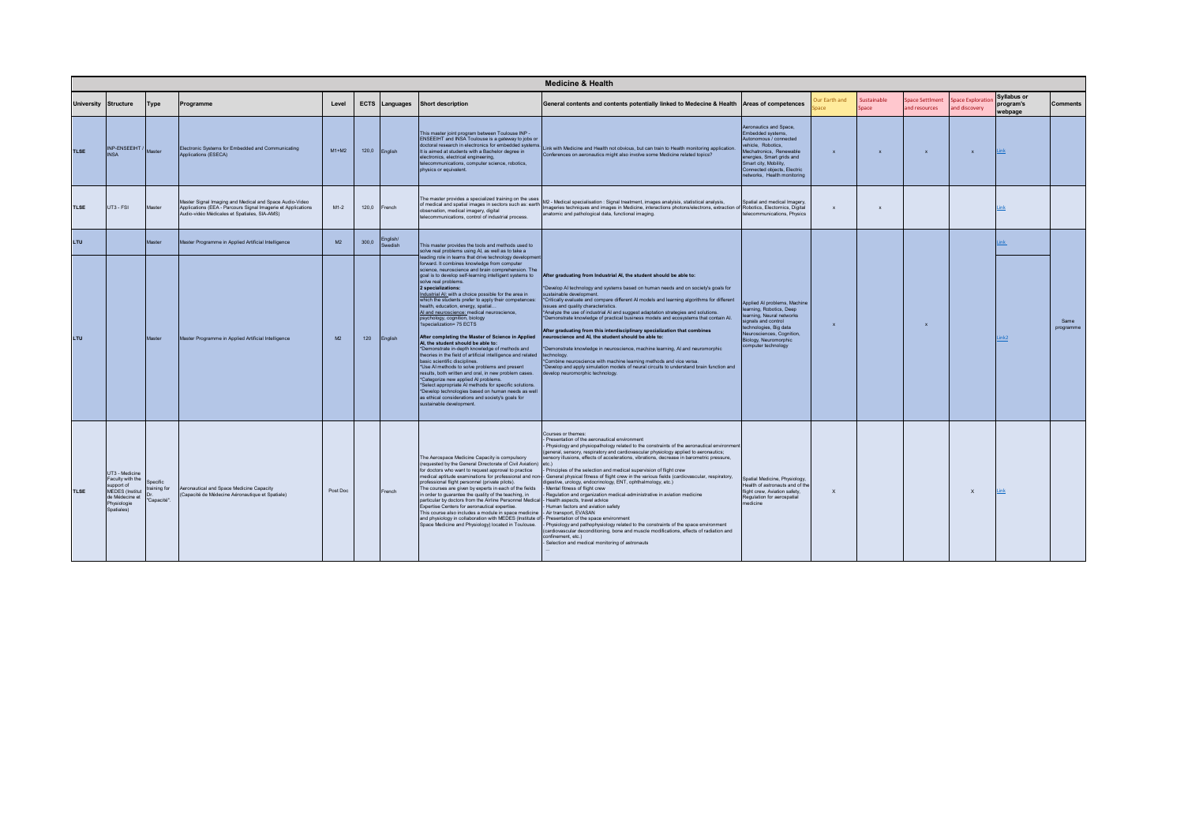## Medicine & Health

| University | Structure | Type | Programme | Level | ECTS | Languages | Short description | General contents and contents potentially linked to Medecine & Health | Areas of competences | Our Earth and Space | Sustainable Space | Space Settlment and resources | Space Exploration and discovery | Syllabus or program's webpage | Comments |
|---|---|---|---|---|---|---|---|---|---|---|---|---|---|---|---|
| TLSE | INP-ENSEEIHT / INSA | Master | Electronic Systems for Embedded and Communicating Applications (ESECA) | M1+M2 | 120,0 | English | This master joint program between Toulouse INP - ENSEEIHT and INSA Toulouse is a gateway to jobs or doctoral research in electronics for embedded systems. It is aimed at students with a Bachelor degree in electronics, electrical engineering, telecommunications, computer science, robotics, physics or equivalent. | Link with Medicine and Health not obvious, but can train to Health monitoring application. Conferences on aeronautics might also involve some Medicine related topics? | Aeronautics and Space, Embedded systems, Autonomous / connected vehicle, Robotics, Mechatronics, Renewable energies, Smart grids and Smart city, Mobility, Connected objects, Electric networks, Health monitoring | x | x | x | x | Link | |
| TLSE | UT3 - FSI | Master | Master Signal Imaging and Medical and Space Audio-Video Applications (EEA - Parcours Signal Imagerie et Applications Audio-vidéo Médicales et Spatiales, SIA-AMS) | M1-2 | 120,0 | French | The master provides a specialized training on the uses of medical and spatial images in sectors such as: earth observation, medical imagery, digital telecommunications, control of industrial process. | M2 - Medical specialisation : Signal treatment, images analysis, statistical analysis, Imageries techniques and images in Medicine, interactions photons/electrons, extraction of anatomic and pathological data, functional imaging. | Spatial and medical Imagery, Robotics, Electronics, Digital telecommunications, Physics | x | x | | | Link | |
| LTU | | Master | Master Programme in Applied Artificial Intelligence | M2 | 300,0 | English/ Swedish | This master provides the tools and methods used to solve real problems using AI, as well as to take a leading role in teams that drive technology development forward. It combines knowledge from computer science, neuroscience and brain comprehension. The goal is to develop self-learning intelligent systems to solve real problems.<br>2 specializations:<br>Industrial AI: with a choice possible for the area in which the students prefer to apply their competences: health, education, energy, spatial...<br>AI and neuroscience: medical neuroscience, psychology, cognition, biology<br>*specialization= 75 ECTS<br>After completing the Master of Science in Applied AI, the student should be able to:<br>*Demonstrate in-depth knowledge of methods and theories in the field of artificial intelligence and related basic scientific disciplines.<br>*Use AI methods to solve problems and present results, both written and oral, in new problem cases.<br>*Categorize new applied AI problems.<br>*Select appropriate AI methods for specific solutions.<br>*Develop technologies based on human needs as well as ethical considerations and society's goals for sustainable development. | | | | | | | Link | Same programme |
| LTU | | Master | Master Programme in Applied Artificial Intelligence | M2 | 120 | English | | After graduating from Industrial AI, the student should be able to:<br>*Develop AI technology and systems based on human needs and on society's goals for sustainable development.<br>*Critically evaluate and compare different AI models and learning algorithms for different issues and quality characteristics.<br>*Analyze the use of industrial AI and suggest adaptation strategies and solutions.<br>*Demonstrate knowledge of practical business models and ecosystems that contain AI.<br>After graduating from this interdisciplinary specialization that combines neuroscience and AI, the student should be able to:<br>*Demonstrate knowledge in neuroscience, machine learning, AI and neuromorphic technology.<br>*Combine neuroscience with machine learning methods and vice versa.<br>*Develop and apply simulation models of neural circuits to understand brain function and develop neuromorphic technology. | Applied AI problems, Machine learning, Robotics, Deep learning, Neural networks signals and control technologies, Big data Neurosciences, Cognition, Biology, Neuromorphic computer technology | x | | x | | Link2 | Same programme |
| TLSE | UT3 - Medicine Faculty with the support of MEDES (Institut de Médecine et Physiologie Spatiales) | Specific training for Dr. "Capacité". | Aeronautical and Space Medicine Capacity (Capacité de Médecine Aéronautique et Spatiale) | Post Doc | | French | The Aerospace Medicine Capacity is compulsory (requested by the General Directorate of Civil Aviation) for doctors who want to request approval to practice medical aptitude examinations for professional and non-professional flight personnel (private pilots).<br>The courses are given by experts in each of the fields in order to guarantee the quality of the teaching, in particular by doctors from the Airline Personnel Medical Expertise Centers for aeronautical expertise.<br>This course also includes a module in space medicine and physiology in collaboration with MEDES (Institute of Space Medicine and Physiology) located in Toulouse. | Courses or themes:<br>- Presentation of the aeronautical environment<br>- Physiology and physiopathology related to the constraints of the aeronautical environment (general, sensory, respiratory and cardiovascular physiology applied to aeronautics; sensory illusions, effects of accelerations, vibrations, decrease in barometric pressure, etc.)<br>- Principles of the selection and medical supervision of flight crew<br>- General physical fitness of flight crew in the various fields (cardiovascular, respiratory, digestive, urology, endocrinology, ENT, ophthalmology, etc.)<br>- Mental fitness of flight crew<br>- Regulation and organization medical-administrative in aviation medicine<br>- Health aspects, travel advice<br>- Human factors and aviation safety<br>- Air transport, EVASAN<br>- Presentation of the space environment<br>- Physiology and pathophysiology related to the constraints of the space environment (cardiovascular deconditioning, bone and muscle modifications, effects of radiation and confinement, etc.)<br>- Selection and medical monitoring of astronauts<br>... | Spatial Medicine, Physiology, Health of astronauts and of the flight crew, Aviation safety, Regulation for aerospatial medicine | X | | | X | Link | |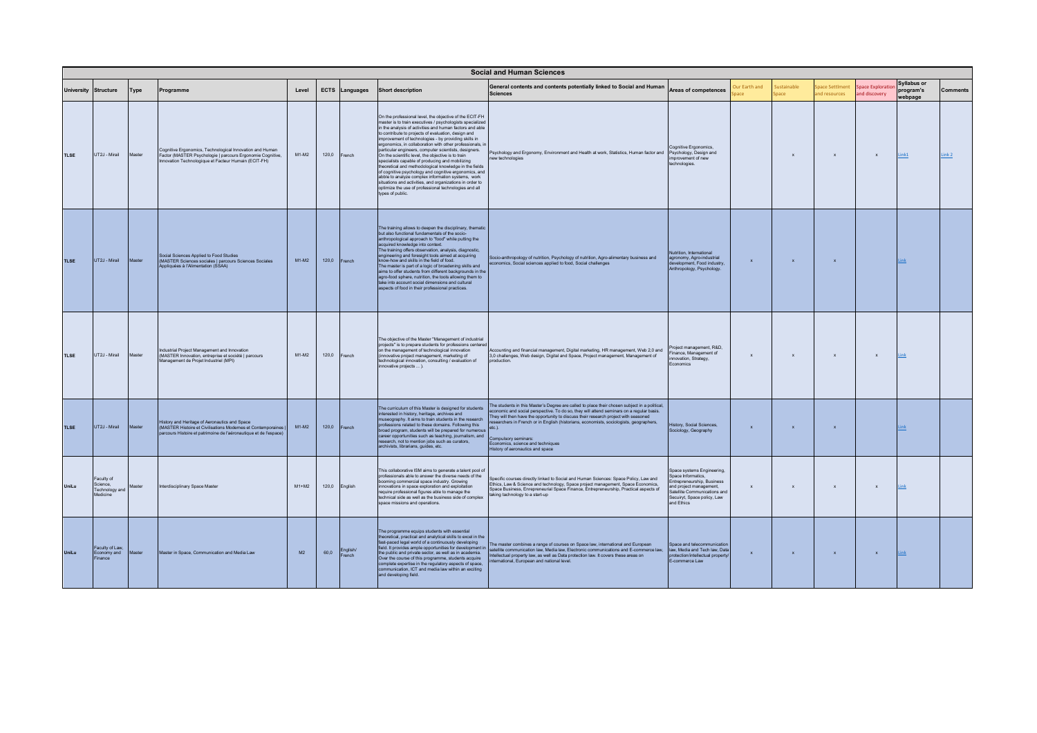## Social and Human Sciences

| University | Structure | Type | Programme | Level | ECTS | Languages | Short description | General contents and contents potentially linked to Social and Human Sciences | Areas of competences | Our Earth and Space | Sustainable Space | Space Settlment and resources | Space Exploration and discovery | Syllabus or program's webpage | Comments |
|---|---|---|---|---|---|---|---|---|---|---|---|---|---|---|---|
| TLSE | UT2J - Mirail | Master | Cognitive Ergonomics, Technological Innovation and Human Factor (MASTER Psychologie \| parcours Ergonomie Cognitive, Innovation Technologique et Facteur Humain (ECIT-FH) | M1-M2 | 120,0 | French | On the professional level, the objective of the ECIT-FH master is to train executives / psychologists specialized in the analysis of activities and human factors and able to contribute to projects of evaluation, design and improvement of technologies - by providing skills in ergonomics, in collaboration with other professionals, in particular engineers, computer scientists, designers. On the scientific level, the objective is to train specialists capable of producing and mobilizing theoretical and methodological knowledge in the fields of cognitive psychology and cognitive ergonomics, and abble to analyze complex information systems, work situations and activities, and organizations in order to optimize the use of professional technologies and all types of public. | Psychology and Ergonomy, Environment and Health at work, Statistics, Human factor and new technologies | Cognitive Ergonomics, Psychology, Design and improvement of new technologies. | | x | x | x | Link1 | Link 2 |
| TLSE | UT2J - Mirail | Master | Social Sciences Applied to Food Studies (MASTER Sciences sociales \| parcours Sciences Sociales Appliquées à l'Alimentation (SSAA) | M1-M2 | 120,0 | French | The training allows to deepen the disciplinary, thematic but also functional fundamentals of the socio-anthropological approach to "food" while putting the acquired knowledge into context. The training offers observation, analysis, diagnostic, engineering and foresight tools aimed at acquiring know-how and skills in the field of food. The master is part of a logic of broadening skills and aims to offer students from different backgrounds in the agro-food sphere, nutrition, the tools allowing them to take into account social dimensions and cultural aspects of food in their professional practices. | Socio-anthropology of nutrition, Psychology of nutrition, Agro-alimentary business and economics, Social sciences applied to food, Social challenges | Nutrition, International agronomy, Agro-industrial development, Food industry, Anthropology, Psychology. | x | x | x | | Link | |
| TLSE | UT2J - Mirail | Master | Industrial Project Management and Innovation (MASTER Innovation, entreprise et société \| parcours Management de Projet Industriel (MPI) | M1-M2 | 120,0 | French | The objective of the Master "Management of industrial projects" is to prepare students for professions centered on the management of technological innovation (innovative project management, marketing of technological innovation, consulting / evaluation of innovative projects ... ). | Accounting and financial management, Digital marketing, HR management, Web 2,0 and 3,0 challenges, Web design, Digital and Space, Project management, Management of production. | Project management, R&D, Finance, Management of innovation, Strategy, Economics | x | x | x | x | Link | |
| TLSE | UT2J - Mirail | Master | History and Heritage of Aeronautics and Space (MASTER Histoire et Civilisations Modernes et Contemporaines \| parcours Histoire et patrimoine de l'aéronautique et de l'espace) | M1-M2 | 120,0 | French | The curriculum of this Master is designed for students interested in history, heritage, archives and museography. It aims to train students in the research professions related to these domains. Following this broad program, students will be prepared for numerous career opportunities such as teaching, journalism, and research, not to mention jobs such as curators, archivists, librarians, guides, etc. | The students in this Master's Degree are called to place their chosen subject in a political, economic and social perspective. To do so, they will attend seminars on a regular basis. They will then have the opportunity to discuss their research project with seasoned researchers in French or in English (historians, economists, sociologists, geographers, etc.). Compulsory seminars: Economics, science and techniques History of aeronautics and space | History, Social Sciences, Sociology, Geography | x | x | x | | Link | |
| UniLu | Faculty of Science, Technology and Medicine | Master | Interdisciplinary Space Master | M1+M2 | 120,0 | English | This collaborative ISM aims to generate a talent pool of professionals able to answer the diverse needs of the booming commercial space industry. Growing innovations in space exploration and exploitation require professional figures able to manage the technical side as well as the business side of complex space missions and operations. | Specific courses directly linked to Social and Human Sciences: Space Policy, Law and Ethics, Law & Science and technology, Space project management, Space Economics, Space Business, Enrepreneurial Space Finance, Entrepreneurship, Practical aspects of taking technology to a start-up | Space systems Engineering, Space Informatics, Entrepreneurship, Business and project management, Satellite Communications and Secuiryt, Space policy, Law and Ethics | x | x | x | x | Link | |
| UniLu | Faculty of Law, Economy and Finance | Master | Master in Space, Communication and Media Law | M2 | 60,0 | English/ French | The programme equips students with essential theoretical, practical and analytical skills to excel in the fast-paced legal world of a continuously developing field. It provides ample opportunities for development in the public and private sector, as well as in academia. Over the course of this programme, students acquire complete expertise in the regulatory aspects of space, communication, ICT and media law within an exciting and developing field. | The master combines a range of courses on Space law, international and European satellite communication law, Media law, Electronic communications and E-commerce law, Intellectual property law, as well as Data protection law. It covers these areas on international, European and national level. | Space and telecommunication law, Media and Tech law, Data protection/intellectual property/ E-commerce Law | x | x | x | x | Link | |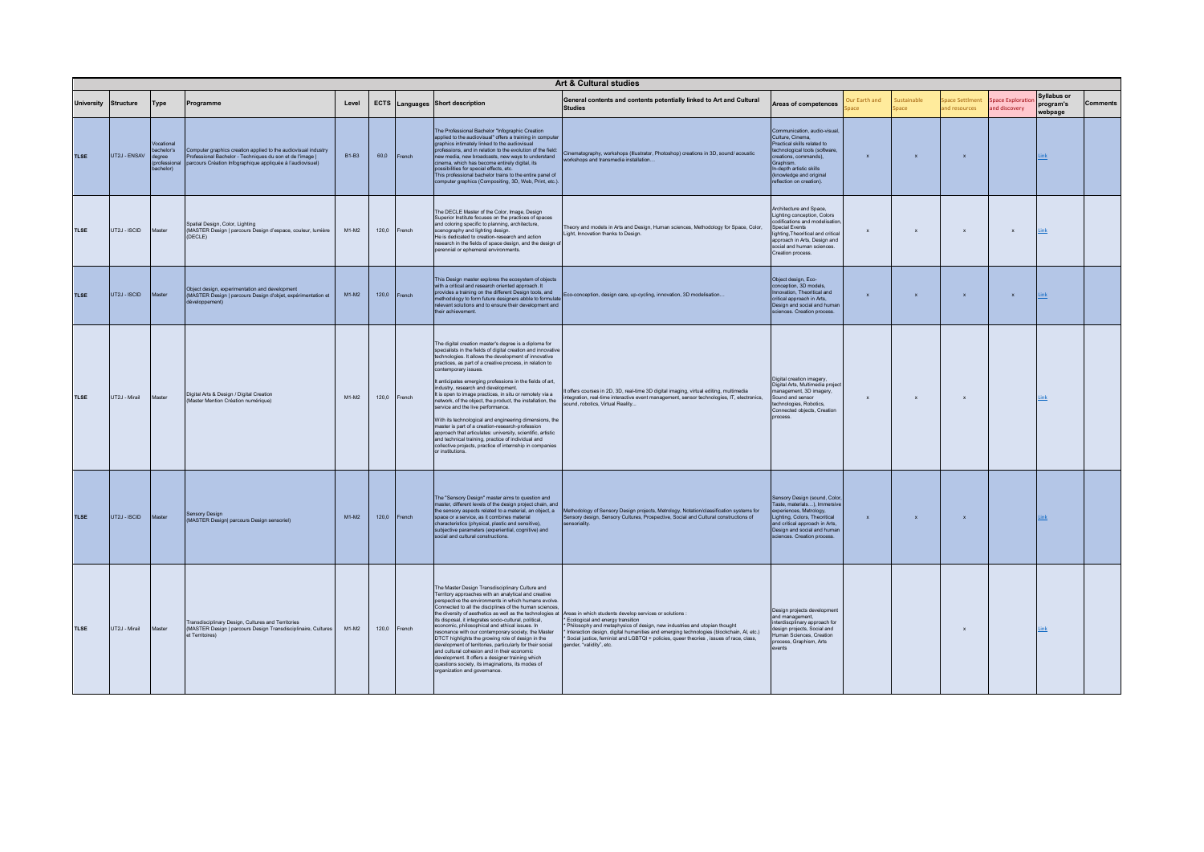## Art & Cultural studies

| University | Structure | Type | Programme | Level | ECTS | Languages | Short description | General contents and contents potentially linked to Art and Cultural Studies | Areas of competences | Our Earth and Space | Sustainable Space | Space Settlment and resources | Space Exploration and discovery | Syllabus or program's webpage | Comments |
|---|---|---|---|---|---|---|---|---|---|---|---|---|---|---|---|
| TLSE | UT2J - ENSAV | Vocational bachelor's degree (professional bachelor) | Computer graphics creation applied to the audiovisual industry Professional Bachelor - Techniques du son et de l'image \| parcours Création Infographique appliquée à l'audiovisuel) | B1-B3 | 60,0 | French | The Professional Bachelor "Infographic Creation applied to the audiovisual" offers a training in computer graphics intimately linked to the audiovisual professions, and in relation to the evolution of the field: new media, new broadcasts, new ways to understand cinema, which has become entirely digital, its possibilities for special effects, etc. This professional bachelor trains to the entire panel of computer graphics (Compositing, 3D, Web, Print, etc.). | Cinematography, workshops (illustrator, Photoshop) creations in 3D, sound/ acoustic workshops and transmedia installation... | Communication, audio-visual, Culture, Cinema, Practical skills related to technological tools (software, creations, commands), Graphism. In-depth artistic skills (knowledge and original reflection on creation). | x | x | x | | Link | |
| TLSE | UT2J - ISCID | Master | Spatial Design, Color, Lighting (MASTER Design \| parcours Design d'espace, couleur, lumière (DECLE) | M1-M2 | 120,0 | French | The DECLE Master of the Color, Image, Design Superior Institute focuses on the practices of spaces and coloring specific to planning, architecture, scenography and lighting design. He is dedicated to creation-research and action research in the fields of space design, and the design of perennial or ephemeral environments. | Theory and models in Arts and Design, Human sciences, Methodology for Space, Color, Light, Innovation thanks to Design. | Architecture and Space, Lighting conception, Colors codifications and modelisation, Special Events lighting,Theoritical and critical approach in Arts, Design and social and human sciences. Creation process. | x | x | x | x | Link | |
| TLSE | UT2J - ISCID | Master | Object design, experimentation and development (MASTER Design \| parcours Design d'objet, expérimentation et développement) | M1-M2 | 120,0 | French | This Design master explores the ecosystem of objects with a critical and research oriented approach. It provides a training on the different Design tools, and methodology to form future designers abble to formulate relevant solutions and to ensure their development and their achievement. | Eco-conception, design care, up-cycling, innovation, 3D modelisation... | Object design, Eco-conception, 3D models, Innovation, Theoritical and critical approach in Arts, Design and social and human sciences. Creation process. | x | x | x | x | Link | |
| TLSE | UT2J - Mirail | Master | Digital Arts & Design / Digital Creation (Master Mention Création numérique) | M1-M2 | 120,0 | French | The digital creation master's degree is a diploma for specialists in the fields of digital creation and innovative technologies. It allows the development of innovative practices, as part of a creative process, in relation to contemporary issues. It anticipates emerging professions in the fields of art, industry, research and development. It is open to image practices, in situ or remotely via a network, of the object, the product, the installation, the service and the live performance. With its technological and engineering dimensions, the master is part of a creation-research-profession approach that articulates: university, scientific, artistic and technical training, practice of individual and collective projects, practice of internship in companies or institutions. | It offers courses in 2D, 3D, real-time 3D digital imaging, virtual editing, multimedia integration, real-time interactive event management, sensor technologies, IT, electronics, sound, robotics, Virtual Reality... | Digital creation imagery, Digital Arts, Multimedia project management, 3D imagery, Sound and sensor technologies, Robotics, Connected objects, Creation process. | x | x | x | | Link | |
| TLSE | UT2J - ISCID | Master | Sensory Design (MASTER Design\| parcours Design sensoriel) | M1-M2 | 120,0 | French | The "Sensory Design" master aims to question and master, different levels of the design project chain, and the sensory aspects related to a material, an object, a space or a service, as it combines material characteristics (physical, plastic and sensitive), subjective parameters (experiential, cognitive) and social and cultural constructions. | Methodology of Sensory Design projects, Metrology, Notation/classification systems for Sensory design, Sensory Cultures, Prospective, Social and Cultural constructions of sensoriality. | Sensory Design (sound, Color, Taste, materials…), Immersive experiences, Metrology, Lighting, Colors, Theoritical and critical approach in Arts, Design and social and human sciences. Creation process. | x | x | x | | Link | |
| TLSE | UT2J - Mirail | Master | Transdisciplinary Design, Cultures and Territories (MASTER Design \| parcours Design Transdisciplinaire, Cultures et Territoires) | M1-M2 | 120,0 | French | The Master Design Transdisciplinary Culture and Territory approaches with an analytical and creative perspective the environments in which humans evolve. Connected to all the disciplines of the human sciences, the diversity of aesthetics as well as the technologies at its disposal, it integrates socio-cultural, political, economic, philosophical and ethical issues. In resonance with our contemporary society, the Master DTCT highlights the growing role of design in the development of territories, particularly for their social and cultural cohesion and in their economic development. It offers a designer training which questions society, its imaginations, its modes of organization and governance. | Areas in which students develop services or solutions :<br>* Ecological and energy transition<br>* Philosophy and metaphysics of design, new industries and utopian thought<br>* Interaction design, digital humanities and emerging technologies (blockchain, AI, etc.)<br>* Social justice, feminist and LGBTQI + policies, queer theories , issues of race, class, gender, "validity", etc. | Design projects development and management, interdisciplinary approach for design projects, Social and Human Sciences, Creation process, Graphism, Arts events | | | x | | Link | |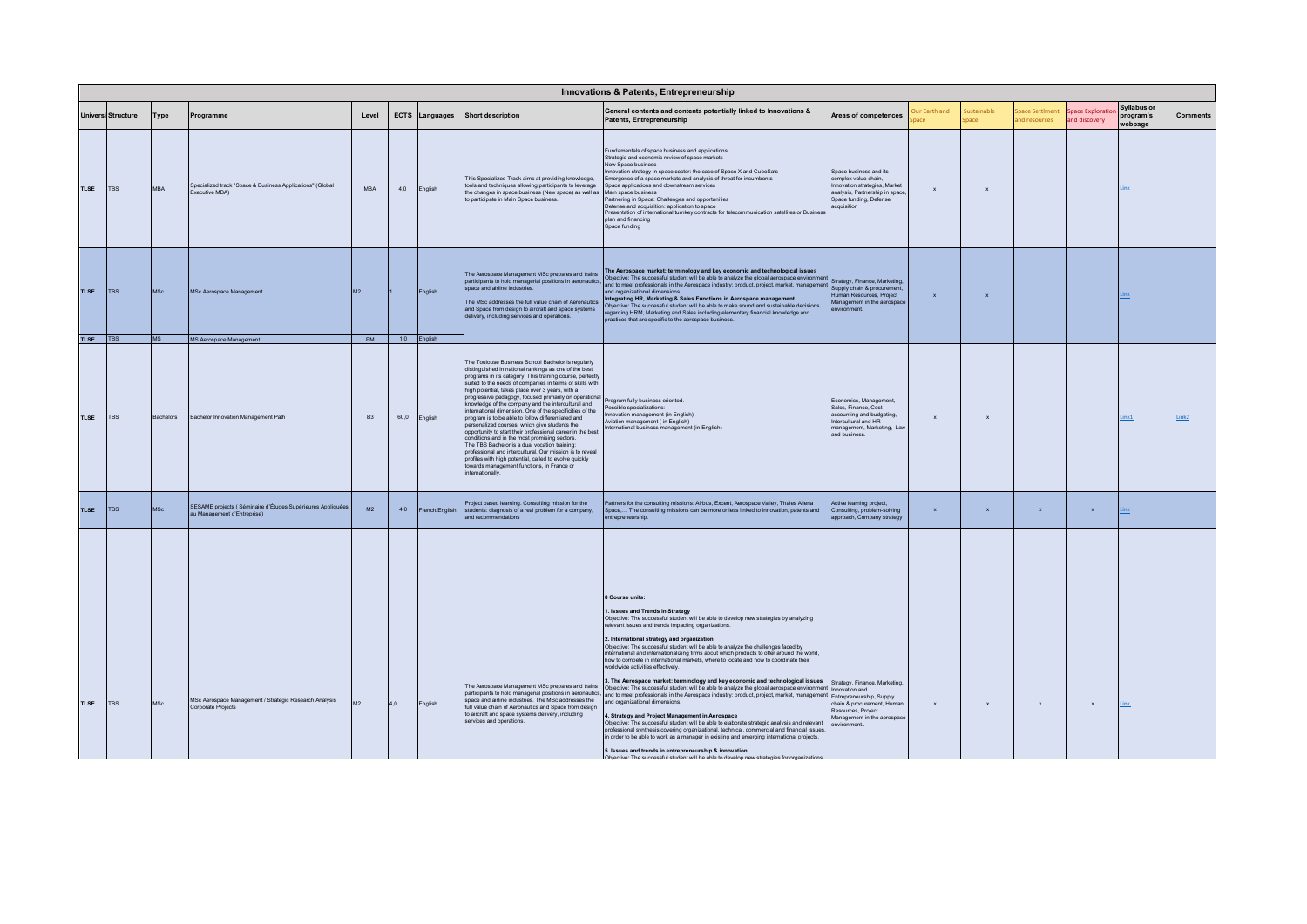| Innovations & Patents, Entrepreneurship | | | | | | | | | | | | | | | | |
|---|---|---|---|---|---|---|---|---|---|---|---|---|---|---|---|---|
| Universi | Structure | Type | Programme | Level | ECTS | Languages | Short description | General contents and contents potentially linked to Innovations & Patents, Entrepreneurship | Areas of competences | Our Earth and Space | Sustainable Space | Space Settlment and resources | Space Exploration and discovery | Syllabus or program's webpage | Comments |
| TLSE | TBS | MBA | Specialized track "Space & Business Applications" (Global Executive MBA) | MBA | 4,0 | English | This Specialized Track aims at providing knowledge, tools and techniques allowing participants to leverage the changes in space business (New space) as well as to participate in Main Space business. | Fundamentals of space business and applications<br>Strategic and economic review of space markets<br>New Space business<br>Innovation strategy in space sector: the case of Space X and CubeSats<br>Emergence of a space markets and analysis of threat for incumbents<br>Space applications and downstream services<br>Main space business<br>Partnering in Space: Challenges and opportunities<br>Defense and acquisition: application to space<br>Presentation of international turnkey contracts for telecommunication satellites or Business plan and financing<br>Space funding | Space business and its complex value chain, Innovation strategies, Market analysis, Partnership in space, Space funding, Defense acquisition | x | x | | | Link | |
| TLSE | TBS | MSc | MSc Aerospace Management | M2 | 1 | English | The Aerospace Management MSc prepares and trains participants to hold managerial positions in aeronautics, space and airline industries.<br>The MSc addresses the full value chain of Aeronautics and Space from design to aircraft and space systems delivery, including services and operations. | **The Aerospace market: terminology and key economic and technological issues**<br>Objective: The successful student will be able to analyze the global aerospace environment and to meet professionals in the Aerospace industry: product, project, market, management and organizational dimensions.<br>**Integrating HR, Marketing & Sales Functions in Aerospace management**<br>Objective: The successful student will be able to make sound and sustainable decisions regarding HRM, Marketing and Sales including elementary financial knowledge and practices that are specific to the aerospace business. | Strategy, Finance, Marketing, Supply chain & procurement, Human Resources, Project Management in the aerospace environment. | x | x | | | Link | |
| TLSE | TBS | MS | MS Aerospace Management | PM | 1,0 | English | | | | | | | | | |
| TLSE | TBS | Bachelors | Bachelor Innovation Management Path | B3 | 60,0 | English | The Toulouse Business School Bachelor is regularly distinguished in national rankings as one of the best programs in its category. This training course, perfectly suited to the needs of companies in terms of skills with high potential, takes place over 3 years, with a progressive pedagogy, focused primarily on operational knowledge of the company and the intercultural and international dimension. One of the specificities of the program is to be able to follow differentiated and personalized courses, which give students the opportunity to start their professional career in the best conditions and in the most promising sectors.<br>The TBS Bachelor is a dual vocation training: professional and intercultural. Our mission is to reveal profiles with high potential, called to evolve quickly towards management functions, in France or internationally. | Program fully business oriented.<br>Possible specializations:<br>Innovation management (in English)<br>Aviation management ( in English)<br>International business management (in English) | Economics, Management, Sales, Finance, Cost accounting and budgeting, Intercultural and HR management, Marketing, Law and business. | x | x | | | Link1 | Link2 |
| TLSE | TBS | MSc | SESAME projects ( Séminaire d'Études Supérieures Appliquées au Management d'Entreprise) | M2 | 4,0 | French/English | Project based learning. Consulting mission for the students: diagnosis of a real problem for a company, and recommendations | Partners for the consulting missions: Airbus, Excent, Aerospace Valley, Thales Aliena Space,... The consulting missions can be more or less linked to innovation, patents and entrepreneurship. | Active learning project, Consulting, problem-solving approach, Company strategy | x | x | x | x | Link | |
| TLSE | TBS | MSc | MSc Aerospace Management / Strategic Research Analysis Corporate Projects | M2 | 4,0 | English | The Aerospace Management MSc prepares and trains participants to hold managerial positions in aeronautics, space and airline industries. The MSc addresses the full value chain of Aeronautics and Space from design to aircraft and space systems delivery, including services and operations. | **8 Course units:**<br>**1. Issues and Trends in Strategy**<br>Objective: The successful student will be able to develop new strategies by analyzing relevant issues and trends impacting organizations.<br>**2. International strategy and organization**<br>Objective: The successful student will be able to analyze the challenges faced by international and internationalizing firms about which products to offer around the world, how to compete in international markets, where to locate and how to coordinate their worldwide activities effectively.<br>**3. The Aerospace market: terminology and key economic and technological issues**<br>Objective: The successful student will be able to analyze the global aerospace environment and to meet professionals in the Aerospace industry: product, project, market, management and organizational dimensions.<br>**4. Strategy and Project Management in Aerospace**<br>Objective: The successful student will be able to elaborate strategic analysis and relevant professional synthesis covering organizational, technical, commercial and financial issues, in order to be able to work as a manager in existing and emerging international projects.<br>**5. Issues and trends in entrepreneurship & innovation**<br>Objective: The successful student will be able to develop new strategies for organizations | Strategy, Finance, Marketing, Innovation and Entrepreneurship, Supply chain & procurement, Human Resources, Project Management in the aerospace environment. | x | x | x | x | Link | |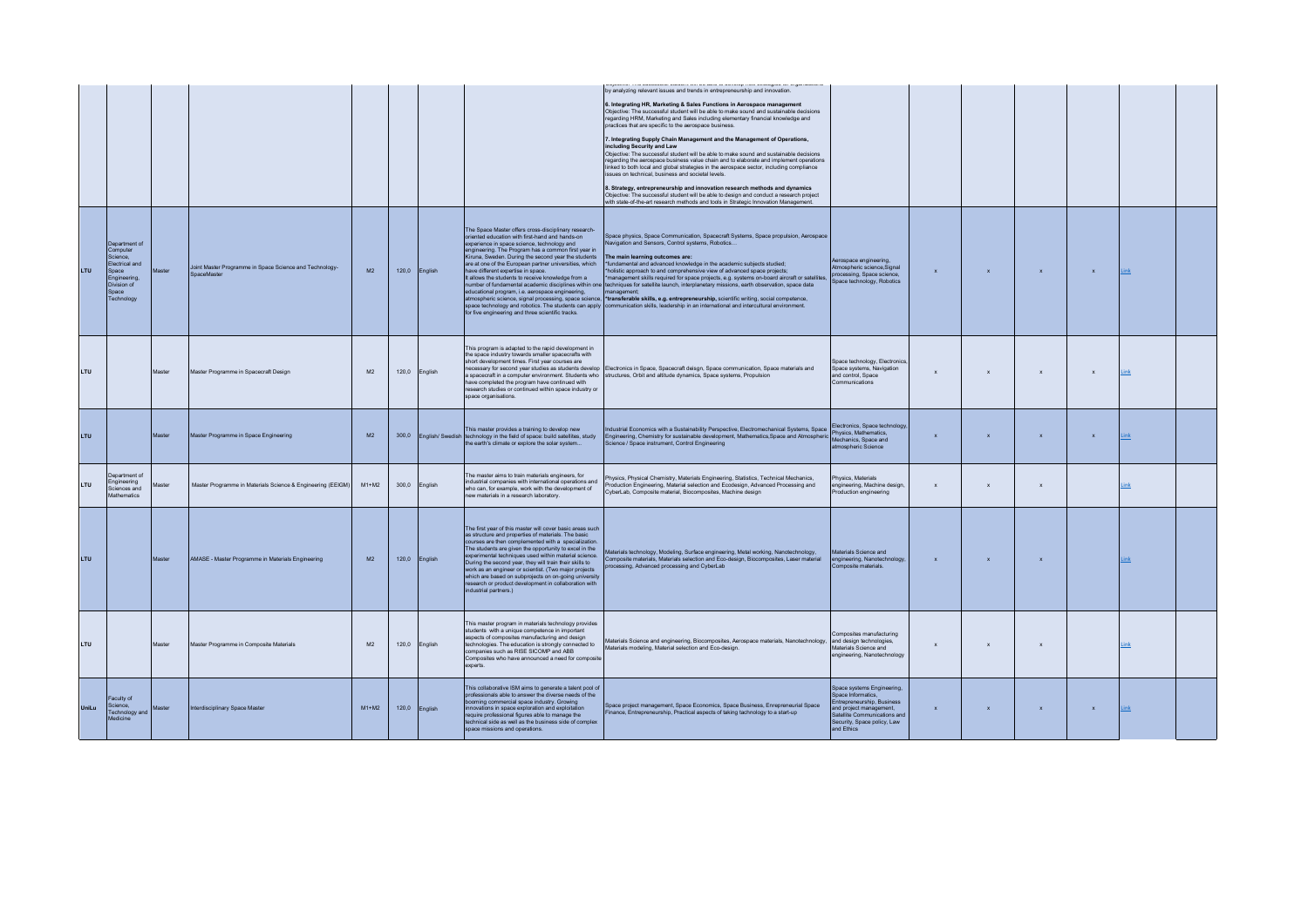| | | | | | | | | | | | | | | | |
|---|---|---|---|---|---|---|---|---|---|---|---|---|---|---|---|
| | | | | | | | | by analyzing relevant issues and trends in entrepreneurship and innovation.<br><br>**6. Integrating HR, Marketing & Sales Functions in Aerospace management**<br>Objective: The successful student will be able to make sound and sustainable decisions regarding HRM, Marketing and Sales including elementary financial knowledge and practices that are specific to the aerospace business.<br><br>**7. Integrating Supply Chain Management and the Management of Operations, including Security and Law**<br>Objective: The successful student will be able to make sound and sustainable decisions regarding the aerospace business value chain and to elaborate and implement operations linked to both local and global strategies in the aerospace sector, including compliance issues on technical, business and societal levels.<br><br>**8. Strategy, entrepreneurship and innovation research methods and dynamics**<br>Objective: The successful student will be able to design and conduct a research project with state-of-the-art research methods and tools in Strategic Innovation Management. | | | | | | | |
| LTU | Department of Computer Science, Electrical and Space Engineering, Division of Space Technology | Master | Joint Master Programme in Space Science and Technology- SpaceMaster | M2 | 120,0 | English | The Space Master offers cross-disciplinary research-oriented education with first-hand and hands-on experience in space science, technology and engineering. The Program has a common first year in Kiruna, Sweden. During the second year the students are at one of the European partner universities, which have different expertise in space.<br>It allows the students to receive knowledge from a number of fundamental academic disciplines within one educational program, i.e. aerospace engineering, atmospheric science, signal processing, space science, space technology and robotics. The students can apply for five engineering and three scientific tracks. | Space physics, Space Communication, Spacecraft Systems, Space propulsion, Aerospace Navigation and Sensors, Control systems, Robotics…<br><br>**The main learning outcomes are:**<br>*fundamental and advanced knowledge in the academic subjects studied;<br>*holistic approach to and comprehensive view of advanced space projects;<br>*management skills required for space projects, e.g. systems on-board aircraft or satellites, techniques for satellite launch, interplanetary missions, earth observation, space data management;<br>***transferable skills, e.g. entrepreneurship,** scientific writing, social competence, communication skills, leadership in an international and intercultural environment. | Aerospace engineering, Atmospheric science,Signal processing, Space science, Space technology, Robotics | x | x | x | x | Link | |
| LTU | | Master | Master Programme in Spacecraft Design | M2 | 120,0 | English | This program is adapted to the rapid development in the space industry towards smaller spacecrafts with short development times. First year courses are necessary for second year studies as students develop a spacecraft in a computer environment. Students who have completed the program have continued with research studies or continued within space industry or space organisations. | Electronics in Space, Spacecraft design, Space communication, Space materials and structures, Orbit and altitude dynamics, Space systems, Propulsion | Space technology, Electronics, Space systems, Navigation and control, Space Communications | x | x | x | x | Link | |
| LTU | | Master | Master Programme in Space Engineering | M2 | 300,0 | English/ Swedish | This master provides a training to develop new technology in the field of space: build satellites, study the earth's climate or explore the solar system... | Industrial Economics with a Sustainability Perspective, Electromechanical Systems, Space Engineering, Chemistry for sustainable development, Mathematics,Space and Atmospheric Science / Space instrument, Control Engineering | Electronics, Space technology, Physics, Mathematics, Mechanics, Space and atmospheric Science | x | x | x | x | Link | |
| LTU | Department of Engineering Sciences and Mathematics | Master | Master Programme in Materials Science & Engineering (EEIGM) | M1+M2 | 300,0 | English | The master aims to train materials engineers, for industrial companies with international operations and who can, for example, work with the development of new materials in a research laboratory. | Physics, Physical Chemistry, Materials Engineering, Statistics, Technical Mechanics, Production Engineering, Material selection and Ecodesign, Advanced Processing and CyberLab, Composite material, Biocomposites, Machine design | Physics, Materials engineering, Machine design, Production engineering | x | x | x | | Link | |
| LTU | | Master | AMASE - Master Programme in Materials Engineering | M2 | 120,0 | English | The first year of this master will cover basic areas such as structure and properties of materials. The basic courses are then complemented with a specialization. The students are given the opportunity to excel in the experimental techniques used within material science. During the second year, they will train their skills to work as an engineer or scientist. (Two major projects which are based on subprojects on on-going university research or product development in collaboration with industrial partners.) | Materials technology, Modeling, Surface engineering, Metal working, Nanotechnology, Composite materials, Materials selection and Eco-design, Biocomposites, Laser material processing, Advanced processing and CyberLab | Materials Science and engineering, Nanotechnology, Composite materials. | x | x | x | | Link | |
| LTU | | Master | Master Programme in Composite Materials | M2 | 120,0 | English | This master program in materials technology provides students with a unique competence in important aspects of composites manufacturing and design technologies. The education is strongly connected to companies such as RISE SICOMP and ABB Composites who have announced a need for composite experts. | Materials Science and engineering, Biocomposites, Aerospace materials, Nanotechnology, Materials modeling, Material selection and Eco-design. | Composites manufacturing and design technologies, Materials Science and engineering, Nanotechnology | x | x | x | | Link | |
| UniLu | Faculty of Science, Technology and Medicine | Master | Interdisciplinary Space Master | M1+M2 | 120,0 | English | This collaborative ISM aims to generate a talent pool of professionals able to answer the diverse needs of the booming commercial space industry. Growing innovations in space exploration and exploitation require professional figures able to manage the technical side as well as the business side of complex space missions and operations. | Space project management, Space Economics, Space Business, Enrepreneurial Space Finance, Entrepreneurship, Practical aspects of taking technology to a start-up | Space systems Engineering, Space Informatics, Entrepreneurship, Business and project management, Satellite Communications and Security, Space policy, Law and Ethics | x | x | x | x | Link | |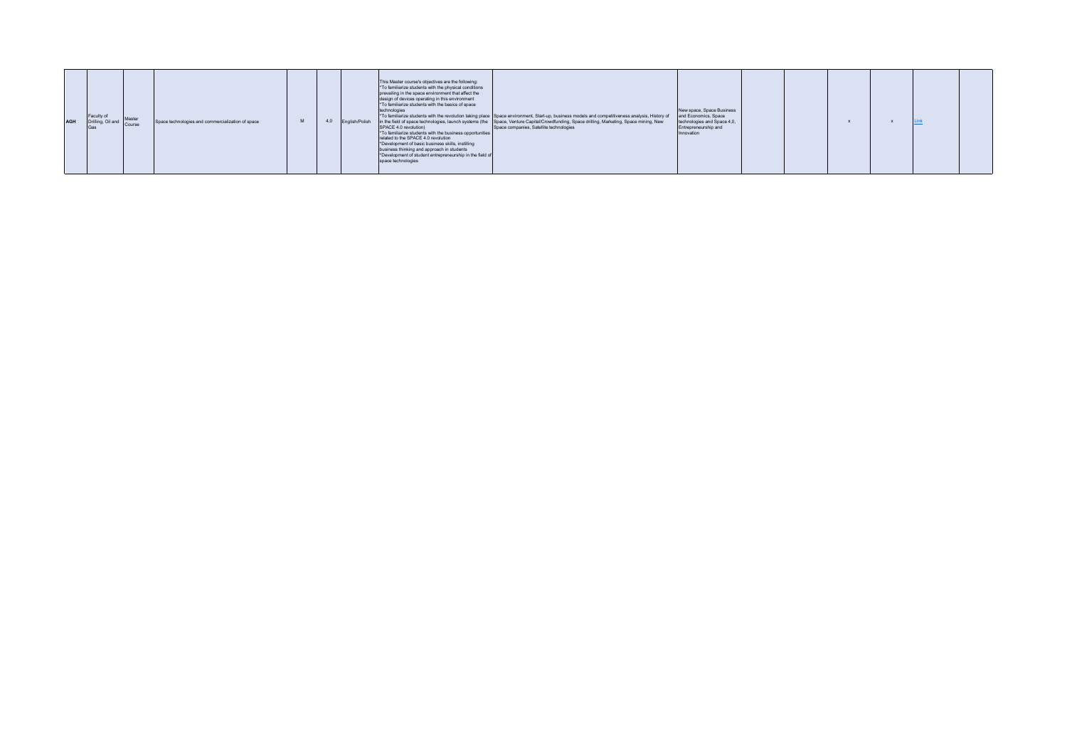| | | | | | | | | | | | | | | | | |
|---|---|---|---|---|---|---|---|---|---|---|---|---|---|---|---|---|
| **AGH** | Faculty of Drilling, Oil and Gas | Master Course | Space technologies and commercialization of space | M | 4,0 | English/Polish | This Master course's objectives are the following:<br>*To familiarize students with the physical conditions prevailing in the space environment that affect the design of devices operating in this environment<br>*To familiarize students with the basics of space technologies<br>*To familiarize students with the revolution taking place in the field of space technologies, launch systems (the SPACE 4.0 revolution)<br>*To familiarize students with the business opportunities related to the SPACE 4.0 revolution<br>*Development of basic business skills, instilling business thinking and approach in students<br>*Development of student entrepreneurship in the field of space technologies | Space environment, Start-up, business models and competitiveness analysis, History of Space, Venture Capital/Crowdfunding, Space drilling, Marketing, Space mining, New Space companies, Satellite technologies | New space, Space Business and Economics, Space technologies and Space 4.0, Entrepreneurship and Innovation | | | x | x | Link | |